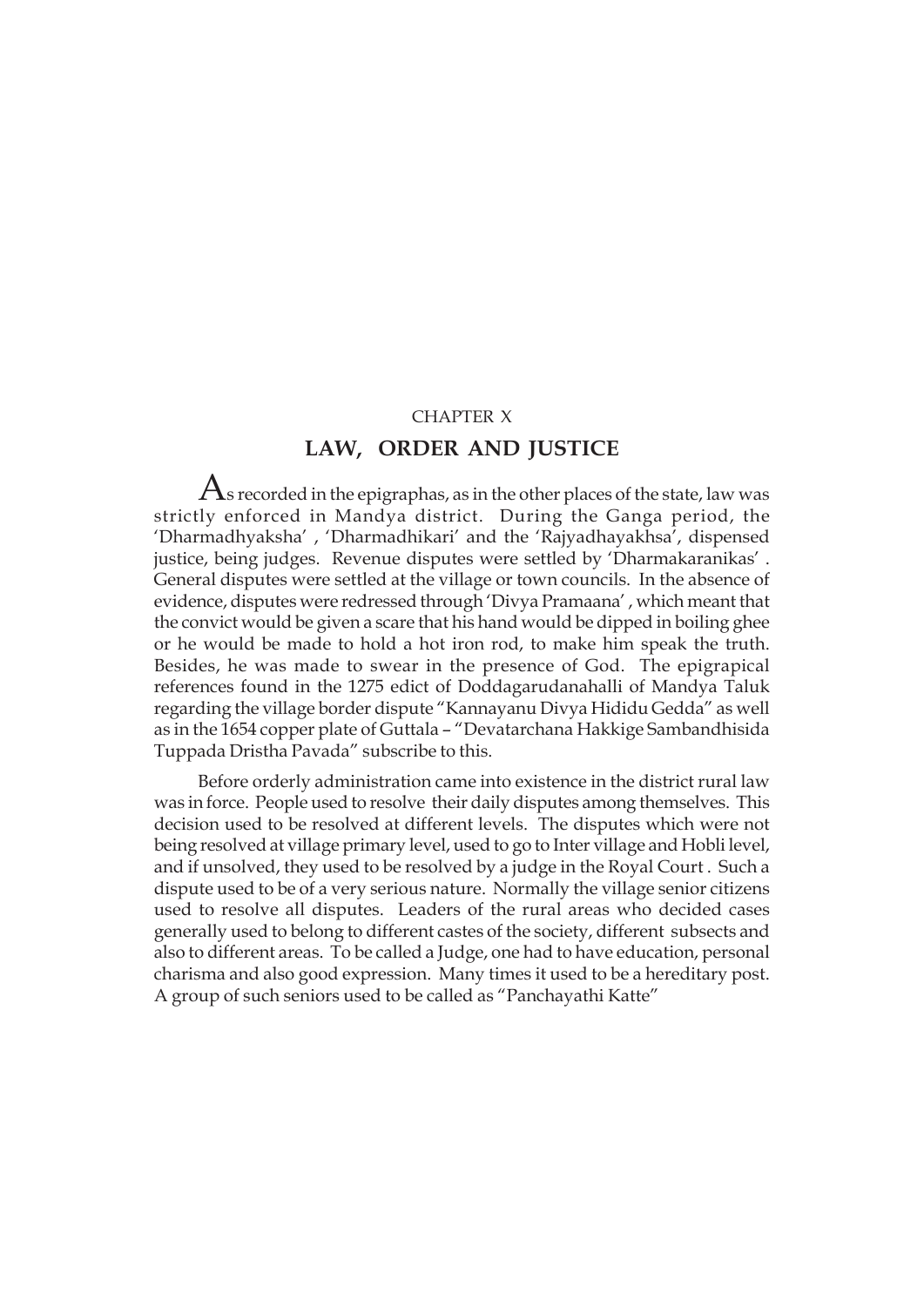CHAPTER X

# LAW, ORDER AND JUSTICE

As recorded in the epigraphas, as in the other places of the state, law was strictly enforced in Mandya district. During the Ganga period, the 'Dharmadhyaksha' , 'Dharmadhikari' and the 'Rajyadhayakhsa', dispensed justice, being judges. Revenue disputes were settled by 'Dharmakaranikas' . General disputes were settled at the village or town councils. In the absence of evidence, disputes were redressed through 'Divya Pramaana' , which meant that the convict would be given a scare that his hand would be dipped in boiling ghee or he would be made to hold a hot iron rod, to make him speak the truth. Besides, he was made to swear in the presence of God. The epigrapical references found in the 1275 edict of Doddagarudanahalli of Mandya Taluk regarding the village border dispute "Kannayanu Divya Hididu Gedda" as well as in the 1654 copper plate of Guttala – "Devatarchana Hakkige Sambandhisida Tuppada Dristha Pavada" subscribe to this.

Before orderly administration came into existence in the district rural law was in force. People used to resolve their daily disputes among themselves. This decision used to be resolved at different levels. The disputes which were not being resolved at village primary level, used to go to Inter village and Hobli level, and if unsolved, they used to be resolved by a judge in the Royal Court . Such a dispute used to be of a very serious nature. Normally the village senior citizens used to resolve all disputes. Leaders of the rural areas who decided cases generally used to belong to different castes of the society, different subsects and also to different areas. To be called a Judge, one had to have education, personal charisma and also good expression. Many times it used to be a hereditary post. A group of such seniors used to be called as "Panchayathi Katte"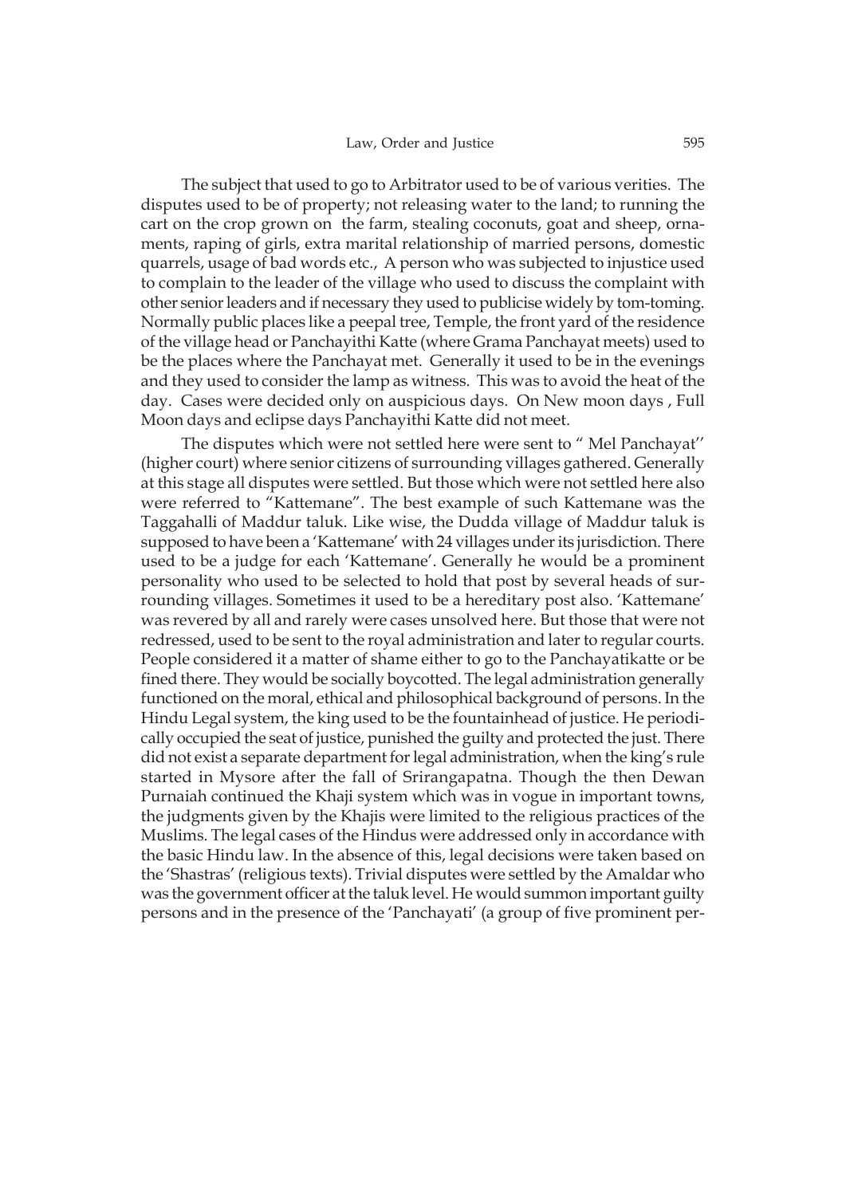The subject that used to go to Arbitrator used to be of various verities. The disputes used to be of property; not releasing water to the land; to running the cart on the crop grown on the farm, stealing coconuts, goat and sheep, ornaments, raping of girls, extra marital relationship of married persons, domestic quarrels, usage of bad words etc., A person who was subjected to injustice used to complain to the leader of the village who used to discuss the complaint with other senior leaders and if necessary they used to publicise widely by tom-toming. Normally public places like a peepal tree, Temple, the front yard of the residence of the village head or Panchayithi Katte (where Grama Panchayat meets) used to be the places where the Panchayat met. Generally it used to be in the evenings and they used to consider the lamp as witness. This was to avoid the heat of the day. Cases were decided only on auspicious days. On New moon days , Full Moon days and eclipse days Panchayithi Katte did not meet.

The disputes which were not settled here were sent to " Mel Panchayat'' (higher court) where senior citizens of surrounding villages gathered. Generally at this stage all disputes were settled. But those which were not settled here also were referred to "Kattemane". The best example of such Kattemane was the Taggahalli of Maddur taluk. Like wise, the Dudda village of Maddur taluk is supposed to have been a 'Kattemane' with 24 villages under its jurisdiction. There used to be a judge for each 'Kattemane'. Generally he would be a prominent personality who used to be selected to hold that post by several heads of surrounding villages. Sometimes it used to be a hereditary post also. 'Kattemane' was revered by all and rarely were cases unsolved here. But those that were not redressed, used to be sent to the royal administration and later to regular courts. People considered it a matter of shame either to go to the Panchayatikatte or be fined there. They would be socially boycotted. The legal administration generally functioned on the moral, ethical and philosophical background of persons. In the Hindu Legal system, the king used to be the fountainhead of justice. He periodically occupied the seat of justice, punished the guilty and protected the just. There did not exist a separate department for legal administration, when the king's rule started in Mysore after the fall of Srirangapatna. Though the then Dewan Purnaiah continued the Khaji system which was in vogue in important towns, the judgments given by the Khajis were limited to the religious practices of the Muslims. The legal cases of the Hindus were addressed only in accordance with the basic Hindu law. In the absence of this, legal decisions were taken based on the 'Shastras' (religious texts). Trivial disputes were settled by the Amaldar who was the government officer at the taluk level. He would summon important guilty persons and in the presence of the 'Panchayati' (a group of five prominent per-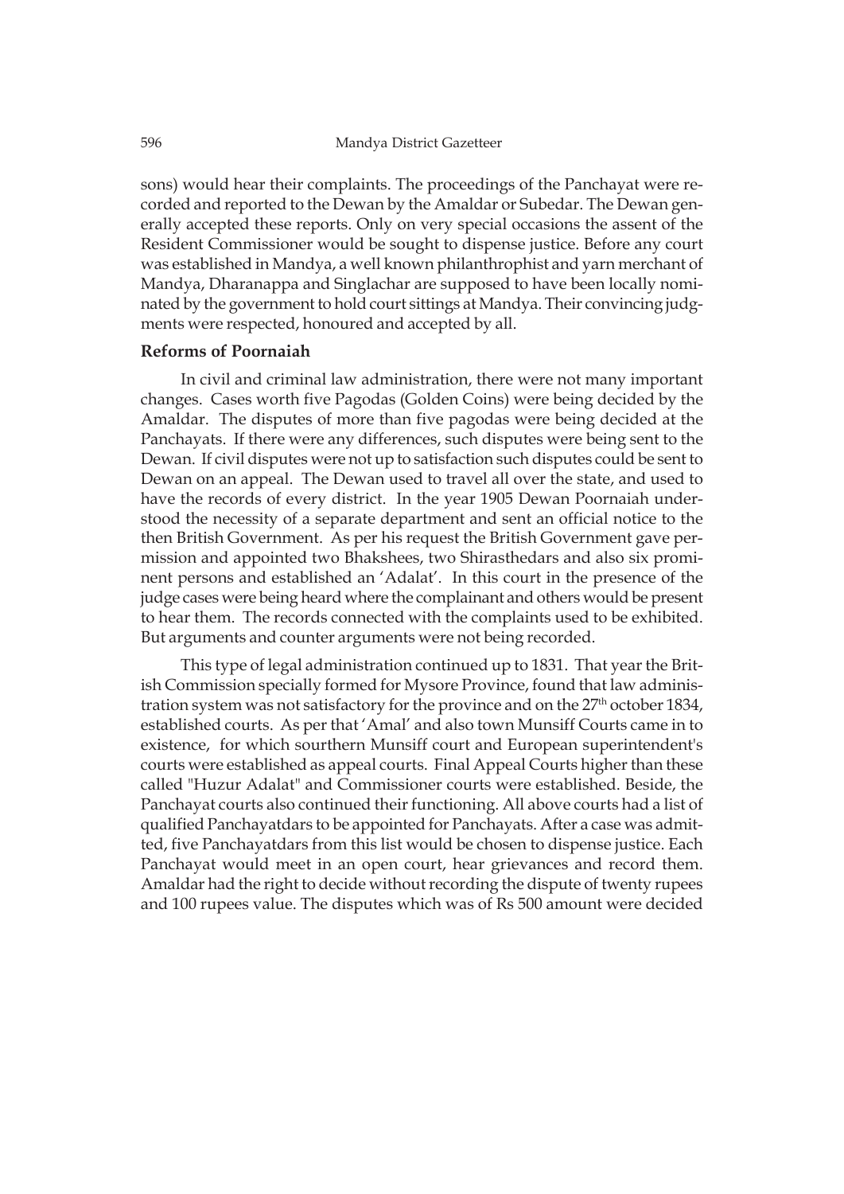sons) would hear their complaints. The proceedings of the Panchayat were recorded and reported to the Dewan by the Amaldar or Subedar. The Dewan generally accepted these reports. Only on very special occasions the assent of the Resident Commissioner would be sought to dispense justice. Before any court was established in Mandya, a well known philanthrophist and yarn merchant of Mandya, Dharanappa and Singlachar are supposed to have been locally nominated by the government to hold court sittings at Mandya. Their convincing judgments were respected, honoured and accepted by all.

**Reforms of Poornaiah**

In civil and criminal law administration, there were not many important changes. Cases worth five Pagodas (Golden Coins) were being decided by the Amaldar. The disputes of more than five pagodas were being decided at the Panchayats. If there were any differences, such disputes were being sent to the Dewan. If civil disputes were not up to satisfaction such disputes could be sent to Dewan on an appeal. The Dewan used to travel all over the state, and used to have the records of every district. In the year 1905 Dewan Poornaiah understood the necessity of a separate department and sent an official notice to the then British Government. As per his request the British Government gave permission and appointed two Bhakshees, two Shirasthedars and also six prominent persons and established an 'Adalat'. In this court in the presence of the judge cases were being heard where the complainant and others would be present to hear them. The records connected with the complaints used to be exhibited. But arguments and counter arguments were not being recorded.

This type of legal administration continued up to 1831. That year the British Commission specially formed for Mysore Province, found that law administration system was not satisfactory for the province and on the 27th october 1834, established courts. As per that 'Amal' and also town Munsiff Courts came in to existence, for which sourthern Munsiff court and European superintendent's courts were established as appeal courts. Final Appeal Courts higher than these called "Huzur Adalat" and Commissioner courts were established. Beside, the Panchayat courts also continued their functioning. All above courts had a list of qualified Panchayatdars to be appointed for Panchayats. After a case was admitted, five Panchayatdars from this list would be chosen to dispense justice. Each Panchayat would meet in an open court, hear grievances and record them. Amaldar had the right to decide without recording the dispute of twenty rupees and 100 rupees value. The disputes which was of Rs 500 amount were decided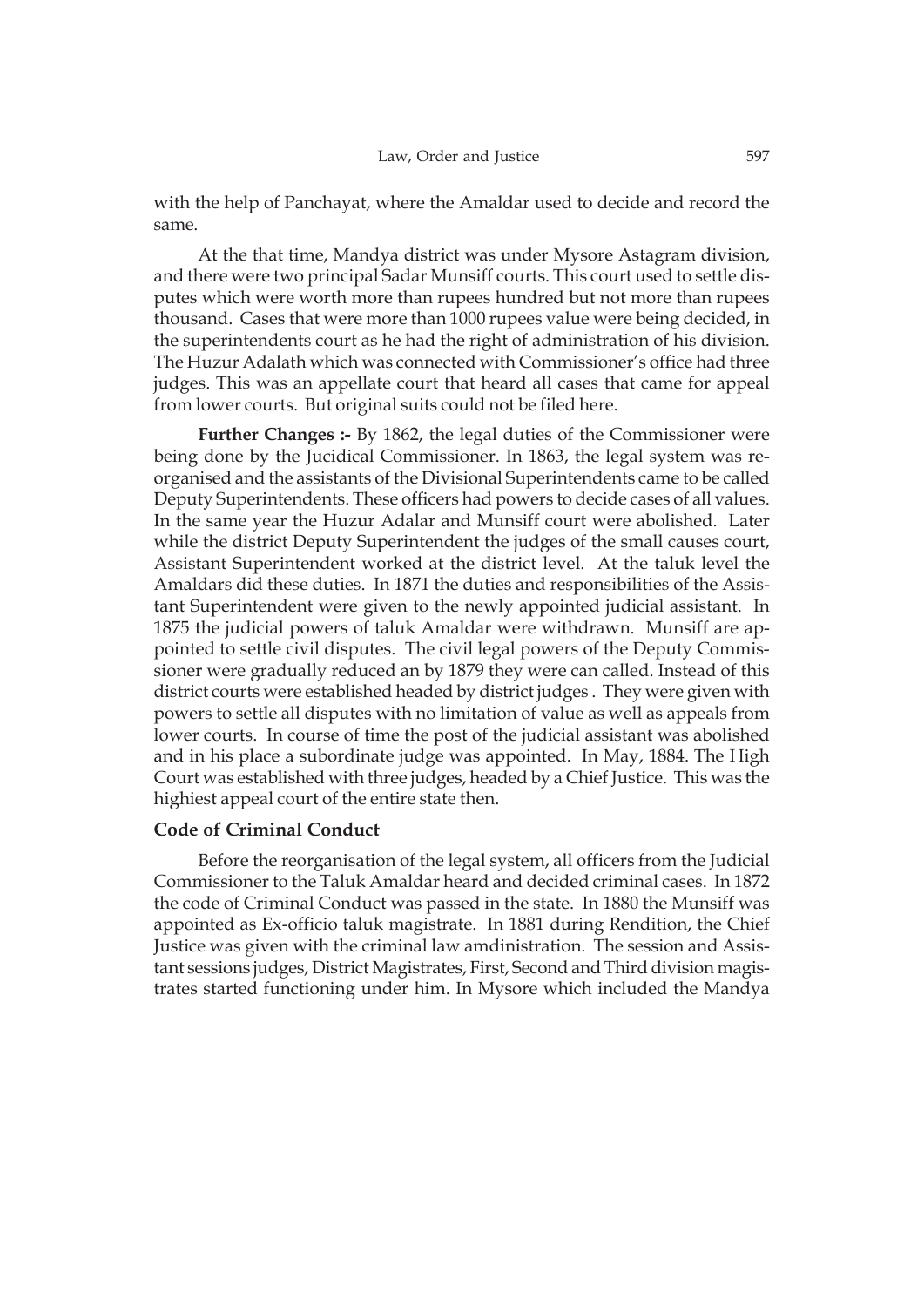with the help of Panchayat, where the Amaldar used to decide and record the same.

At the that time, Mandya district was under Mysore Astagram division, and there were two principal Sadar Munsiff courts. This court used to settle disputes which were worth more than rupees hundred but not more than rupees thousand. Cases that were more than 1000 rupees value were being decided, in the superintendents court as he had the right of administration of his division. The Huzur Adalath which was connected with Commissioner's office had three judges. This was an appellate court that heard all cases that came for appeal from lower courts. But original suits could not be filed here.

**Further Changes :-** By 1862, the legal duties of the Commissioner were being done by the Jucidical Commissioner. In 1863, the legal system was reorganised and the assistants of the Divisional Superintendents came to be called Deputy Superintendents. These officers had powers to decide cases of all values. In the same year the Huzur Adalar and Munsiff court were abolished. Later while the district Deputy Superintendent the judges of the small causes court, Assistant Superintendent worked at the district level. At the taluk level the Amaldars did these duties. In 1871 the duties and responsibilities of the Assistant Superintendent were given to the newly appointed judicial assistant. In 1875 the judicial powers of taluk Amaldar were withdrawn. Munsiff are appointed to settle civil disputes. The civil legal powers of the Deputy Commissioner were gradually reduced an by 1879 they were can called. Instead of this district courts were established headed by district judges . They were given with powers to settle all disputes with no limitation of value as well as appeals from lower courts. In course of time the post of the judicial assistant was abolished and in his place a subordinate judge was appointed. In May, 1884. The High Court was established with three judges, headed by a Chief Justice. This was the highiest appeal court of the entire state then.

### Code of Criminal Conduct

Before the reorganisation of the legal system, all officers from the Judicial Commissioner to the Taluk Amaldar heard and decided criminal cases. In 1872 the code of Criminal Conduct was passed in the state. In 1880 the Munsiff was appointed as Ex-officio taluk magistrate. In 1881 during Rendition, the Chief Justice was given with the criminal law amdinistration. The session and Assistant sessions judges, District Magistrates, First, Second and Third division magistrates started functioning under him. In Mysore which included the Mandya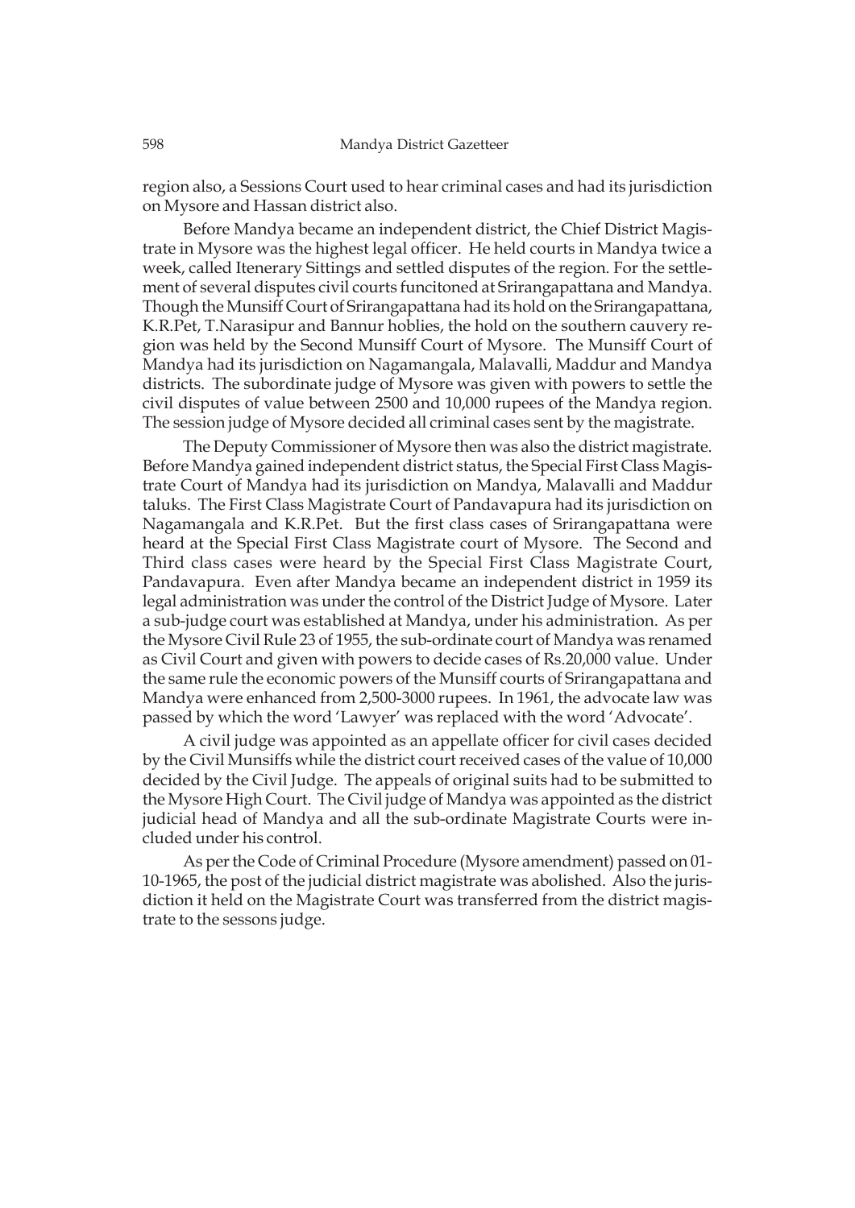region also, a Sessions Court used to hear criminal cases and had its jurisdiction on Mysore and Hassan district also.

Before Mandya became an independent district, the Chief District Magistrate in Mysore was the highest legal officer. He held courts in Mandya twice a week, called Itenerary Sittings and settled disputes of the region. For the settlement of several disputes civil courts funcitoned at Srirangapattana and Mandya. Though the Munsiff Court of Srirangapattana had its hold on the Srirangapattana, K.R.Pet, T.Narasipur and Bannur hoblies, the hold on the southern cauvery region was held by the Second Munsiff Court of Mysore. The Munsiff Court of Mandya had its jurisdiction on Nagamangala, Malavalli, Maddur and Mandya districts. The subordinate judge of Mysore was given with powers to settle the civil disputes of value between 2500 and 10,000 rupees of the Mandya region. The session judge of Mysore decided all criminal cases sent by the magistrate.

The Deputy Commissioner of Mysore then was also the district magistrate. Before Mandya gained independent district status, the Special First Class Magistrate Court of Mandya had its jurisdiction on Mandya, Malavalli and Maddur taluks. The First Class Magistrate Court of Pandavapura had its jurisdiction on Nagamangala and K.R.Pet. But the first class cases of Srirangapattana were heard at the Special First Class Magistrate court of Mysore. The Second and Third class cases were heard by the Special First Class Magistrate Court, Pandavapura. Even after Mandya became an independent district in 1959 its legal administration was under the control of the District Judge of Mysore. Later a sub-judge court was established at Mandya, under his administration. As per the Mysore Civil Rule 23 of 1955, the sub-ordinate court of Mandya was renamed as Civil Court and given with powers to decide cases of Rs.20,000 value. Under the same rule the economic powers of the Munsiff courts of Srirangapattana and Mandya were enhanced from 2,500-3000 rupees. In 1961, the advocate law was passed by which the word 'Lawyer' was replaced with the word 'Advocate'.

A civil judge was appointed as an appellate officer for civil cases decided by the Civil Munsiffs while the district court received cases of the value of 10,000 decided by the Civil Judge. The appeals of original suits had to be submitted to the Mysore High Court. The Civil judge of Mandya was appointed as the district judicial head of Mandya and all the sub-ordinate Magistrate Courts were included under his control.

As per the Code of Criminal Procedure (Mysore amendment) passed on 01-10-1965, the post of the judicial district magistrate was abolished. Also the jurisdiction it held on the Magistrate Court was transferred from the district magistrate to the sessons judge.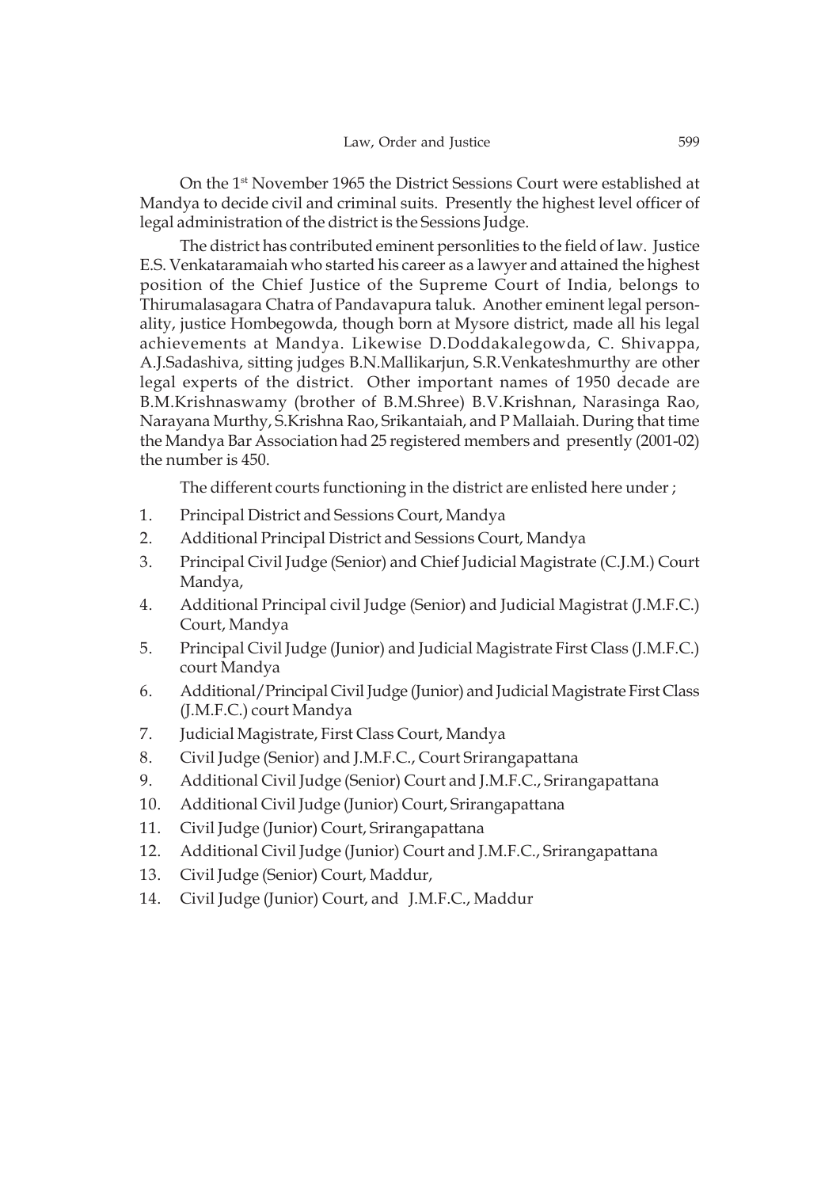On the 1st November 1965 the District Sessions Court were established at Mandya to decide civil and criminal suits. Presently the highest level officer of legal administration of the district is the Sessions Judge.

The district has contributed eminent personlities to the field of law. Justice E.S. Venkataramaiah who started his career as a lawyer and attained the highest position of the Chief Justice of the Supreme Court of India, belongs to Thirumalasagara Chatra of Pandavapura taluk. Another eminent legal personality, justice Hombegowda, though born at Mysore district, made all his legal achievements at Mandya. Likewise D.Doddakalegowda, C. Shivappa, A.J.Sadashiva, sitting judges B.N.Mallikarjun, S.R.Venkateshmurthy are other legal experts of the district. Other important names of 1950 decade are B.M.Krishnaswamy (brother of B.M.Shree) B.V.Krishnan, Narasinga Rao, Narayana Murthy, S.Krishna Rao, Srikantaiah, and P Mallaiah. During that time the Mandya Bar Association had 25 registered members and presently (2001-02) the number is 450.

The different courts functioning in the district are enlisted here under ;

1. Principal District and Sessions Court, Mandya
2. Additional Principal District and Sessions Court, Mandya
3. Principal Civil Judge (Senior) and Chief Judicial Magistrate (C.J.M.) Court Mandya,
4. Additional Principal civil Judge (Senior) and Judicial Magistrat (J.M.F.C.) Court, Mandya
5. Principal Civil Judge (Junior) and Judicial Magistrate First Class (J.M.F.C.) court Mandya
6. Additional/Principal Civil Judge (Junior) and Judicial Magistrate First Class (J.M.F.C.) court Mandya
7. Judicial Magistrate, First Class Court, Mandya
8. Civil Judge (Senior) and J.M.F.C., Court Srirangapattana
9. Additional Civil Judge (Senior) Court and J.M.F.C., Srirangapattana
10. Additional Civil Judge (Junior) Court, Srirangapattana
11. Civil Judge (Junior) Court, Srirangapattana
12. Additional Civil Judge (Junior) Court and J.M.F.C., Srirangapattana
13. Civil Judge (Senior) Court, Maddur,
14. Civil Judge (Junior) Court, and J.M.F.C., Maddur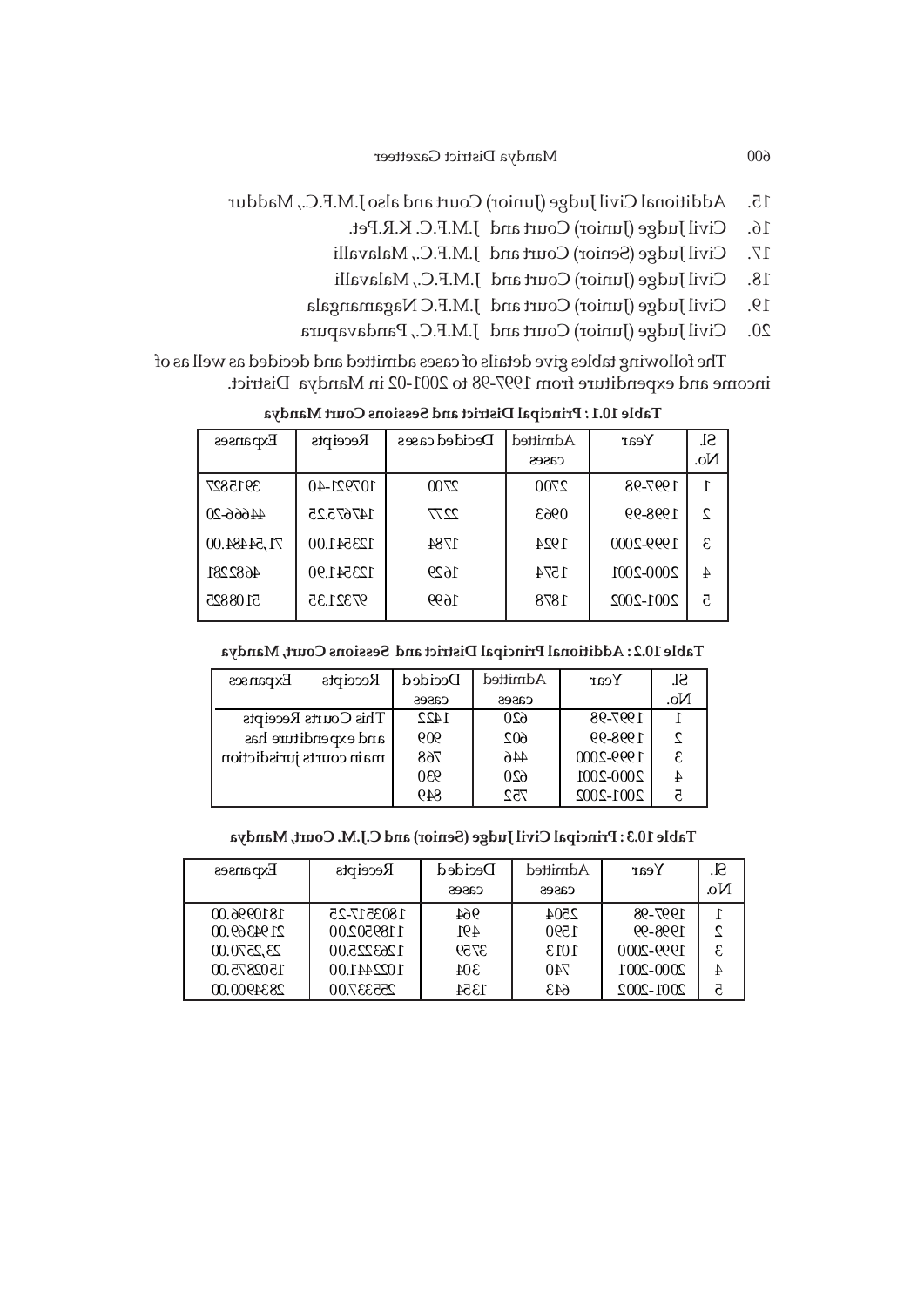15. Additional Civil Judge (Junior) Court and also J.M.F.C., Maddur
16. Civil Judge (Junior) Court and J.M.F.C. K.R.Pet.
17. Civil Judge (Senior) Court and J.M.F.C., Malavalli
18. Civil Judge (Junior) Court and J.M.F.C., Malavalli
19. Civil Judge (Junior) Court and J.M.F.C Nagamangala
20. Civil Judge (Junior) Court and J.M.F.C., Pandavapura

The following tables give details of cases admitted and decided as well as of income and expenditure from 1997-98 to 2001-02 in Mandya District.

**Table 10.1 : Principal District and Sessions Court Mandya**

| Sl. No. | Year | Admitted cases | Decided cases | Receipts | Expanses |
|---|---|---|---|---|---|
| 1 | 1997-98 | 2700 | 2700 | 107921-40 | 3915827 |
| 2 | 1998-99 | 0963 | 2277 | 147675.25 | 44666-20 |
| 3 | 1999-2000 | 1924 | 1784 | 123541.00 | 71,54484.00 |
| 4 | 2000-2001 | 1574 | 1629 | 123541.90 | 4682281 |
| 5 | 2001-2002 | 1878 | 1699 | 97321.35 | 5108825 |

**Table 10.2 : Additional Principal Disitict and Sessions Court, Mandya**

| Sl. No. | Year | Admitted cases | Decided cases | Receipts | Expanses |
|---|---|---|---|---|---|
| 1 | 1997-98 | 620 | 1422 | This Courts Receipts and expenditure has main courts jurisdiction | |
| 2 | 1998-99 | 602 | 909 | | |
| 3 | 1999-2000 | 446 | 768 | | |
| 4 | 2000-2001 | 620 | 930 | | |
| 5 | 2001-2002 | 752 | 849 | | |

**Table 10.3 : Principal Civil Judge (Senior) and C.J.M. Court, Mandya**

| Sl. No. | Year | Admitted cases | Decided cases | Receipts | Expanses |
|---|---|---|---|---|---|
| 1 | 1997-98 | 2504 | 964 | 1803517-25 | 1810996.00 |
| 2 | 1998-99 | 1590 | 491 | 1189502.00 | 2194369.00 |
| 3 | 1999-2000 | 1013 | 3759 | 1263225.00 | 23,25770.00 |
| 4 | 2000-2001 | 740 | 304 | 1022441.00 | 1502875.00 |
| 5 | 2001-2002 | 643 | 1354 | 255337.00 | 2834900.00 |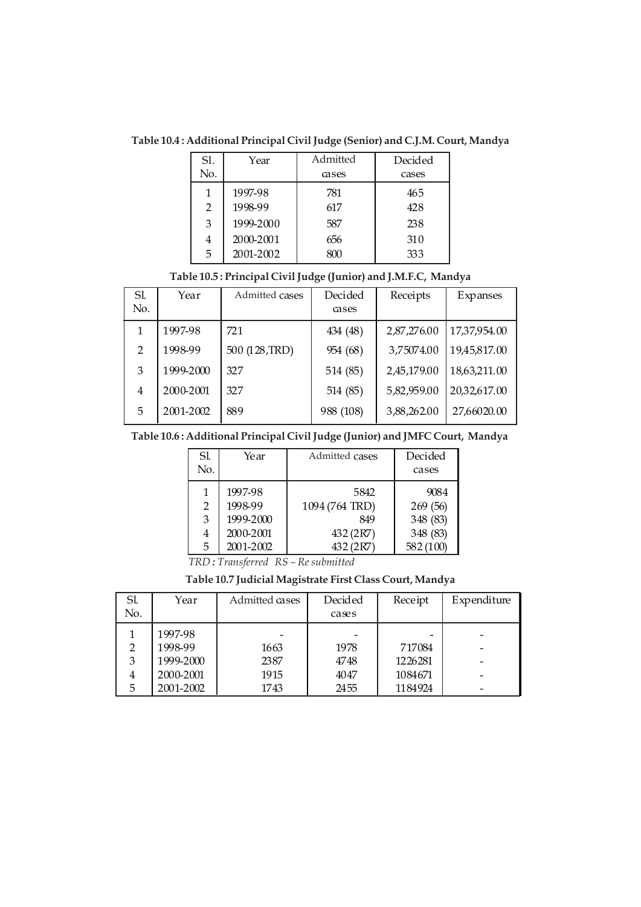**Table 10.4 : Additional Principal Civil Judge (Senior) and C.J.M. Court, Mandya**

| Sl. No. | Year | Admitted cases | Decided cases |
|---|---|---|---|
| 1 | 1997-98 | 781 | 465 |
| 2 | 1998-99 | 617 | 428 |
| 3 | 1999-2000 | 587 | 238 |
| 4 | 2000-2001 | 656 | 310 |
| 5 | 2001-2002 | 800 | 333 |

**Table 10.5 : Principal Civil Judge (Junior) and J.M.F.C, Mandya**

| Sl. No. | Year | Admitted cases | Decided cases | Receipts | Expanses |
|---|---|---|---|---|---|
| 1 | 1997-98 | 721 | 434 (48) | 2,87,276.00 | 17,37,954.00 |
| 2 | 1998-99 | 500 (128,TRD) | 954 (68) | 3,75074.00 | 19,45,817.00 |
| 3 | 1999-2000 | 327 | 514 (85) | 2,45,179.00 | 18,63,211.00 |
| 4 | 2000-2001 | 327 | 514 (85) | 5,82,959.00 | 20,32,617.00 |
| 5 | 2001-2002 | 889 | 988 (108) | 3,88,262.00 | 27,66020.00 |

**Table 10.6 : Additional Principal Civil Judge (Junior) and JMFC Court, Mandya**

| Sl. No. | Year | Admitted cases | Decided cases |
|---|---|---|---|
| 1 | 1997-98 | 5842 | 9084 |
| 2 | 1998-99 | 1094 (764 TRD) | 269 (56) |
| 3 | 1999-2000 | 849 | 348 (83) |
| 4 | 2000-2001 | 432 (2R7) | 348 (83) |
| 5 | 2001-2002 | 432 (2R7) | 582 (100) |

*TRD : Transferred RS – Re submitted*

**Table 10.7 Judicial Magistrate First Class Court, Mandya**

| Sl. No. | Year | Admitted cases | Decided cases | Receipt | Expenditure |
|---|---|---|---|---|---|
| 1 | 1997-98 | - | - | - | - |
| 2 | 1998-99 | 1663 | 1978 | 717084 | - |
| 3 | 1999-2000 | 2387 | 4748 | 1226281 | - |
| 4 | 2000-2001 | 1915 | 4047 | 1084671 | - |
| 5 | 2001-2002 | 1743 | 2455 | 1184924 | - |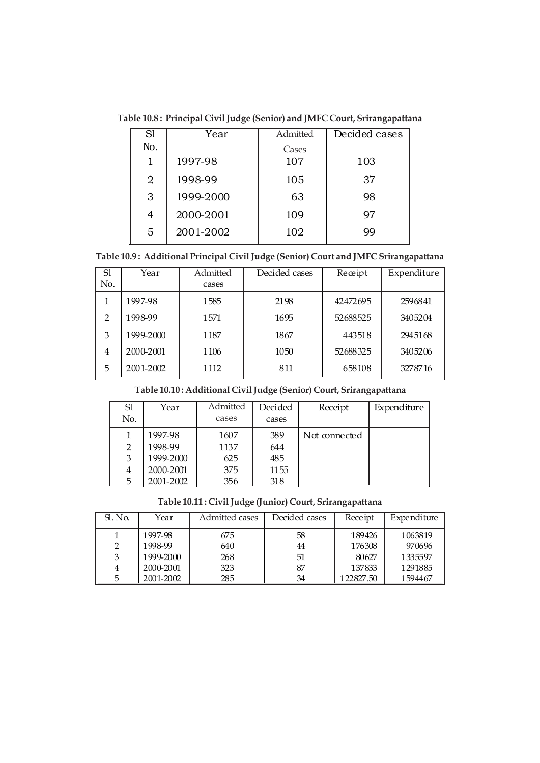**Table 10.8 : Principal Civil Judge (Senior) and JMFC Court, Srirangapattana**

| Sl No. | Year | Admitted Cases | Decided cases |
|---|---|---|---|
| 1 | 1997-98 | 107 | 103 |
| 2 | 1998-99 | 105 | 37 |
| 3 | 1999-2000 | 63 | 98 |
| 4 | 2000-2001 | 109 | 97 |
| 5 | 2001-2002 | 102 | 99 |

**Table 10.9 : Additional Principal Civil Judge (Senior) Court and JMFC Srirangapattana**

| Sl No. | Year | Admitted cases | Decided cases | Receipt | Expenditure |
|---|---|---|---|---|---|
| 1 | 1997-98 | 1585 | 2198 | 42472695 | 2596841 |
| 2 | 1998-99 | 1571 | 1695 | 52688525 | 3405204 |
| 3 | 1999-2000 | 1187 | 1867 | 443518 | 2945168 |
| 4 | 2000-2001 | 1106 | 1050 | 52688325 | 3405206 |
| 5 | 2001-2002 | 1112 | 811 | 658108 | 3278716 |

**Table 10.10 : Additional Civil Judge (Senior) Court, Srirangapattana**

| Sl No. | Year | Admitted cases | Decided cases | Receipt | Expenditure |
|---|---|---|---|---|---|
| 1 | 1997-98 | 1607 | 389 | Not connected | |
| 2 | 1998-99 | 1137 | 644 | | |
| 3 | 1999-2000 | 625 | 485 | | |
| 4 | 2000-2001 | 375 | 1155 | | |
| 5 | 2001-2002 | 356 | 318 | | |

**Table 10.11 : Civil Judge (Junior) Court, Srirangapattana**

| Sl. No. | Year | Admitted cases | Decided cases | Receipt | Expenditure |
|---|---|---|---|---|---|
| 1 | 1997-98 | 675 | 58 | 189426 | 1063819 |
| 2 | 1998-99 | 640 | 44 | 176308 | 970696 |
| 3 | 1999-2000 | 268 | 51 | 80627 | 1335597 |
| 4 | 2000-2001 | 323 | 87 | 137833 | 1291885 |
| 5 | 2001-2002 | 285 | 34 | 122827.50 | 1594467 |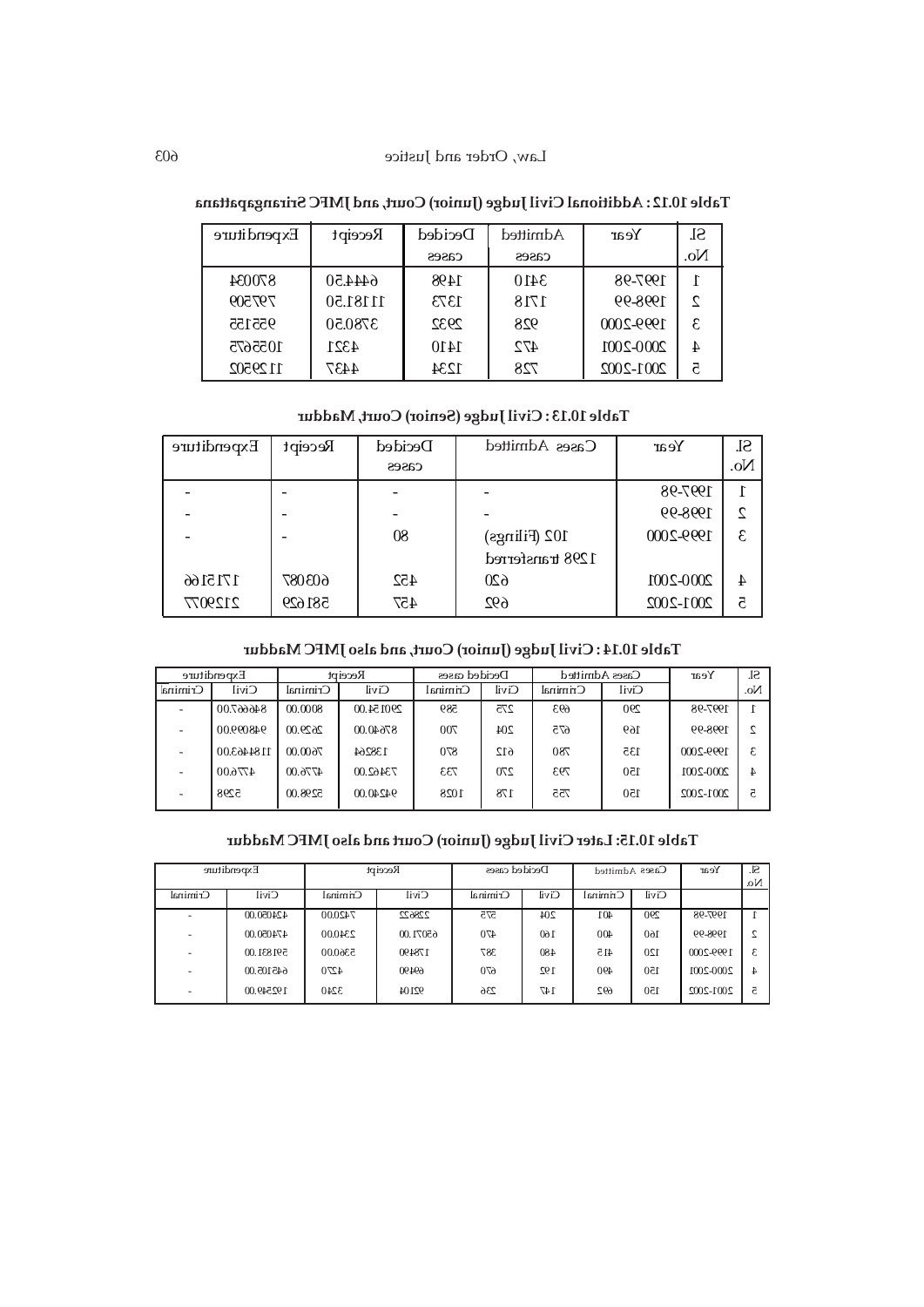**Table 10.12 : Additional Civil Judge (Junior) Court, and JMFC Srirangapattana**

| Sl. No. | Year | Admitted cases | Decided cases | Receipt | Expenditure |
|---|---|---|---|---|---|
| 1 | 1997-98 | 3410 | 1498 | 64445.0 | 870034 |
| 2 | 1998-99 | 1718 | 1373 | 111181.50 | 797509 |
| 3 | 1999-2000 | 928 | 2932 | 37805.0 | 955155 |
| 4 | 2000-2001 | 472 | 1410 | 4321 | 1055675 |
| 5 | 2001-2002 | 728 | 1234 | 4437 | 1129502 |

**Table 10.13 : Civil Judge (Senior) Court, Maddur**

| Sl. No. | Year | Cases Admitted | Decided cases | Receipt | Expenditure |
|---|---|---|---|---|---|
| 1 | 1997-98 | - | - | - | - |
| 2 | 1998-99 | - | - | - | - |
| 3 | 1999-2000 | 102 (Filings) 1298 transferred | 80 | - | - |
| 4 | 2000-2001 | 620 | 452 | 603087 | 1715166 |
| 5 | 2001-2002 | 692 | 457 | 581629 | 2129077 |

**Table 10.14 : Civil Judge (Junior) Court, and also JMFC Maddur**

| Sl. No. | Year | Cases Admitted | | Decided cases | | Receipt | | Expenditure | |
|---|---|---|---|---|---|---|---|---|---|
| | | Civil | Criminal | Civil | Criminal | Civil | Criminal | Civil | Criminal |
| 1 | 1997-98 | 290 | 693 | 275 | 589 | 29015400 | 8000.00 | 846667.00 | - |
| 2 | 1998-99 | 169 | 675 | 204 | 700 | 87640.00 | 2629.00 | 948099.00 | - |
| 3 | 1999-2000 | 135 | 780 | 612 | 870 | 138264 | 7600.00 | 1184463.00 | - |
| 4 | 2000-2001 | 150 | 793 | 270 | 733 | 73462.00 | 4776.00 | 4776.00 | - |
| 5 | 2001-2002 | 150 | 755 | 178 | 1028 | 94240.00 | 5298.00 | 5298 | - |

**Table 10.15: Later Civil Judge (Junior) Court and also JMFC Maddur**

| Sl. No. | Year | Cases Admitted | | Decided cases | | Receipt | | Expenditure | |
|---|---|---|---|---|---|---|---|---|---|
| | | Civil | Criminal | Civil | Criminal | Civil | Criminal | Civil | Criminal |
| 1 | 1997-98 | 290 | 401 | 204 | 575 | 228622 | 7420.00 | 424050.00 | - |
| 2 | 1998-99 | 160 | 400 | 160 | 470 | 65071.00 | 2340.00 | 474050.00 | - |
| 3 | 1999-2000 | 120 | 415 | 480 | 387 | 178490 | 5360.00 | 591831.00 | - |
| 4 | 2000-2001 | 150 | 490 | 192 | 670 | 69490 | 4270 | 645105.00 | - |
| 5 | 2001-2002 | 150 | 692 | 147 | 236 | 92104 | 3240 | 192549.00 | - |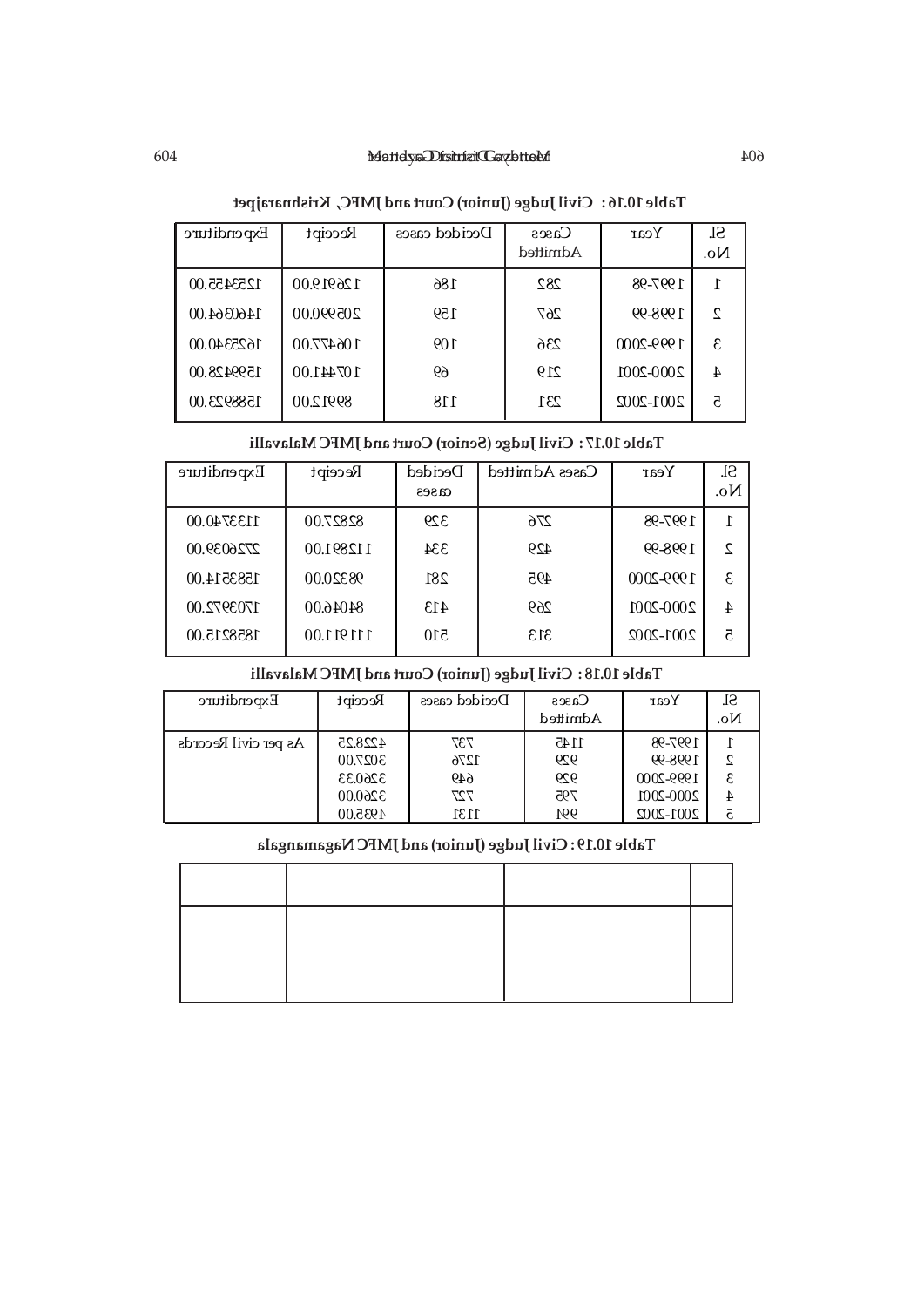**Table 10.16 : Civil Judge (Junior) Court and JMFC, Krishnarajpet**

| Sl. No. | Year | Cases Admitted | Decided cases | Receipt | Expenditure |
|---|---|---|---|---|---|
| 1 | 1997-98 | 282 | 186 | 126919.00 | 12534455.00 |
| 2 | 1998-99 | 267 | 159 | 205990.00 | 14603664.00 |
| 3 | 1999-2000 | 236 | 109 | 106477.00 | 16253440.00 |
| 4 | 2000-2001 | 219 | 69 | 107441.00 | 15994428.00 |
| 5 | 2001-2002 | 231 | 118 | 89912.00 | 15889923.00 |

**Table 10.17 : Civil Judge (Senior) Court and JMFC Malavalli**

| Sl. No. | Year | Cases Admitted | Decided cases | Receipt | Expenditure |
|---|---|---|---|---|---|
| 1 | 1997-98 | 276 | 329 | 82827.00 | 11337440.00 |
| 2 | 1998-99 | 429 | 334 | 112891.00 | 27260439.00 |
| 3 | 1999-2000 | 495 | 281 | 98320.00 | 15835144.00 |
| 4 | 2000-2001 | 269 | 413 | 84046.00 | 17039972.00 |
| 5 | 2001-2002 | 313 | 510 | 111911.00 | 18582215.00 |

**Table 10.18 : Civil Judge (Junior) Court and JMFC Malavalli**

| Sl. No. | Year | Cases Admitted | Decided cases | Receipt | Expenditure |
|---|---|---|---|---|---|
| 1 | 1997-98 | 1145 | 737 | 4228.25 | As per civil Records |
| 2 | 1998-99 | 929 | 1276 | 3027.00 | |
| 3 | 1999-2000 | 929 | 649 | 3260.33 | |
| 4 | 2000-2001 | 795 | 727 | 3260.00 | |
| 5 | 2001-2002 | 994 | 1131 | 4935.00 | |

**Table 10.19 : Civil Judge (Junior) and JMFC Nagamangala**

| | | | |
|---|---|---|---|
| | | | |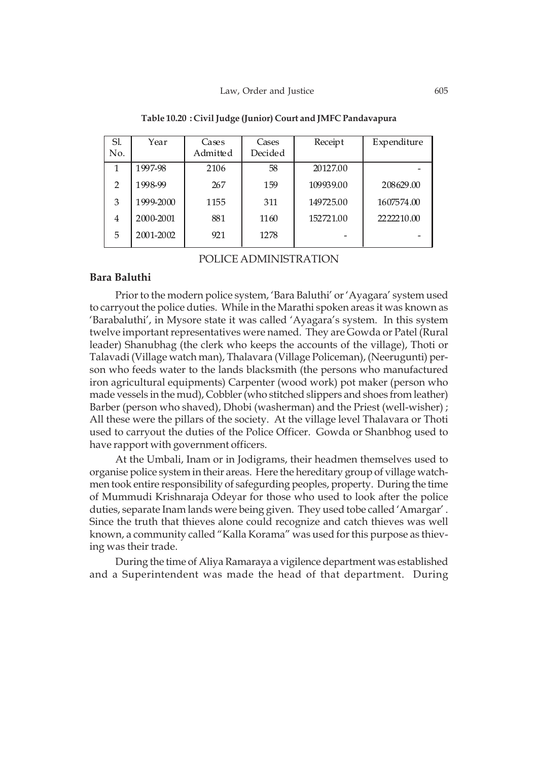**Table 10.20 : Civil Judge (Junior) Court and JMFC Pandavapura**

| Sl. No. | Year | Cases Admitted | Cases Decided | Receipt | Expenditure |
|---|---|---|---|---|---|
| 1 | 1997-98 | 2106 | 58 | 20127.00 | - |
| 2 | 1998-99 | 267 | 159 | 109939.00 | 208629.00 |
| 3 | 1999-2000 | 1155 | 311 | 149725.00 | 1607574.00 |
| 4 | 2000-2001 | 881 | 1160 | 152721.00 | 2222210.00 |
| 5 | 2001-2002 | 921 | 1278 | - | - |

## POLICE ADMINISTRATION

### Bara Baluthi

Prior to the modern police system, 'Bara Baluthi' or 'Ayagara' system used to carryout the police duties. While in the Marathi spoken areas it was known as 'Barabaluthi', in Mysore state it was called 'Ayagara's system. In this system twelve important representatives were named. They are Gowda or Patel (Rural leader) Shanubhag (the clerk who keeps the accounts of the village), Thoti or Talavadi (Village watch man), Thalavara (Village Policeman), (Neerugunti) person who feeds water to the lands blacksmith (the persons who manufactured iron agricultural equipments) Carpenter (wood work) pot maker (person who made vessels in the mud), Cobbler (who stitched slippers and shoes from leather) Barber (person who shaved), Dhobi (washerman) and the Priest (well-wisher) ; All these were the pillars of the society. At the village level Thalavara or Thoti used to carryout the duties of the Police Officer. Gowda or Shanbhog used to have rapport with government officers.

At the Umbali, Inam or in Jodigrams, their headmen themselves used to organise police system in their areas. Here the hereditary group of village watchmen took entire responsibility of safegurding peoples, property. During the time of Mummudi Krishnaraja Odeyar for those who used to look after the police duties, separate Inam lands were being given. They used tobe called 'Amargar' . Since the truth that thieves alone could recognize and catch thieves was well known, a community called "Kalla Korama" was used for this purpose as thieving was their trade.

During the time of Aliya Ramaraya a vigilence department was established and a Superintendent was made the head of that department. During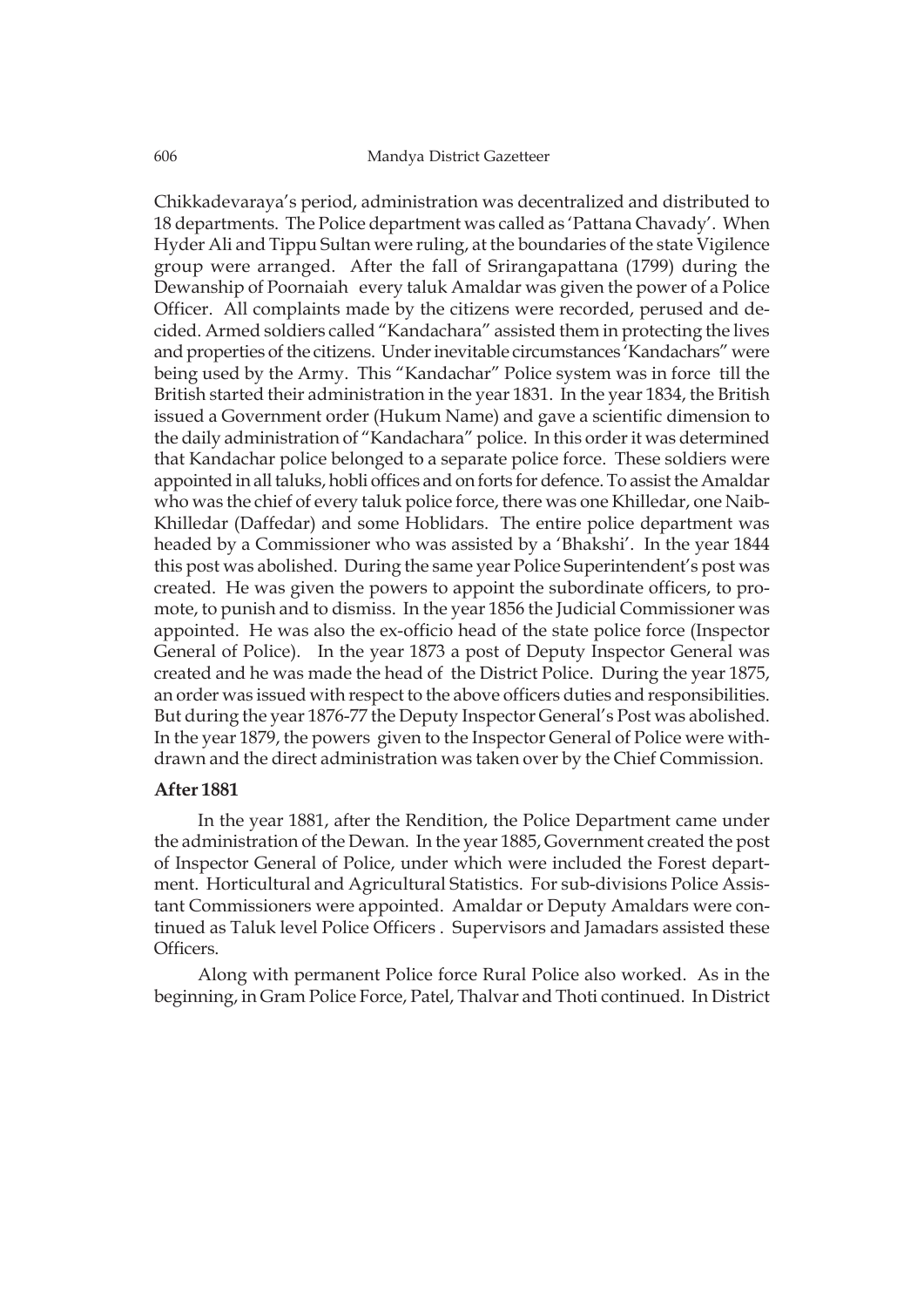Chikkadevaraya's period, administration was decentralized and distributed to 18 departments. The Police department was called as 'Pattana Chavady'. When Hyder Ali and Tippu Sultan were ruling, at the boundaries of the state Vigilence group were arranged. After the fall of Srirangapattana (1799) during the Dewanship of Poornaiah every taluk Amaldar was given the power of a Police Officer. All complaints made by the citizens were recorded, perused and decided. Armed soldiers called "Kandachara" assisted them in protecting the lives and properties of the citizens. Under inevitable circumstances 'Kandachars" were being used by the Army. This "Kandachar" Police system was in force till the British started their administration in the year 1831. In the year 1834, the British issued a Government order (Hukum Name) and gave a scientific dimension to the daily administration of "Kandachara" police. In this order it was determined that Kandachar police belonged to a separate police force. These soldiers were appointed in all taluks, hobli offices and on forts for defence. To assist the Amaldar who was the chief of every taluk police force, there was one Khilledar, one Naib-Khilledar (Daffedar) and some Hoblidars. The entire police department was headed by a Commissioner who was assisted by a 'Bhakshi'. In the year 1844 this post was abolished. During the same year Police Superintendent's post was created. He was given the powers to appoint the subordinate officers, to promote, to punish and to dismiss. In the year 1856 the Judicial Commissioner was appointed. He was also the ex-officio head of the state police force (Inspector General of Police). In the year 1873 a post of Deputy Inspector General was created and he was made the head of the District Police. During the year 1875, an order was issued with respect to the above officers duties and responsibilities. But during the year 1876-77 the Deputy Inspector General's Post was abolished. In the year 1879, the powers given to the Inspector General of Police were withdrawn and the direct administration was taken over by the Chief Commission.

### After 1881

In the year 1881, after the Rendition, the Police Department came under the administration of the Dewan. In the year 1885, Government created the post of Inspector General of Police, under which were included the Forest department. Horticultural and Agricultural Statistics. For sub-divisions Police Assistant Commissioners were appointed. Amaldar or Deputy Amaldars were continued as Taluk level Police Officers . Supervisors and Jamadars assisted these Officers.

Along with permanent Police force Rural Police also worked. As in the beginning, in Gram Police Force, Patel, Thalvar and Thoti continued. In District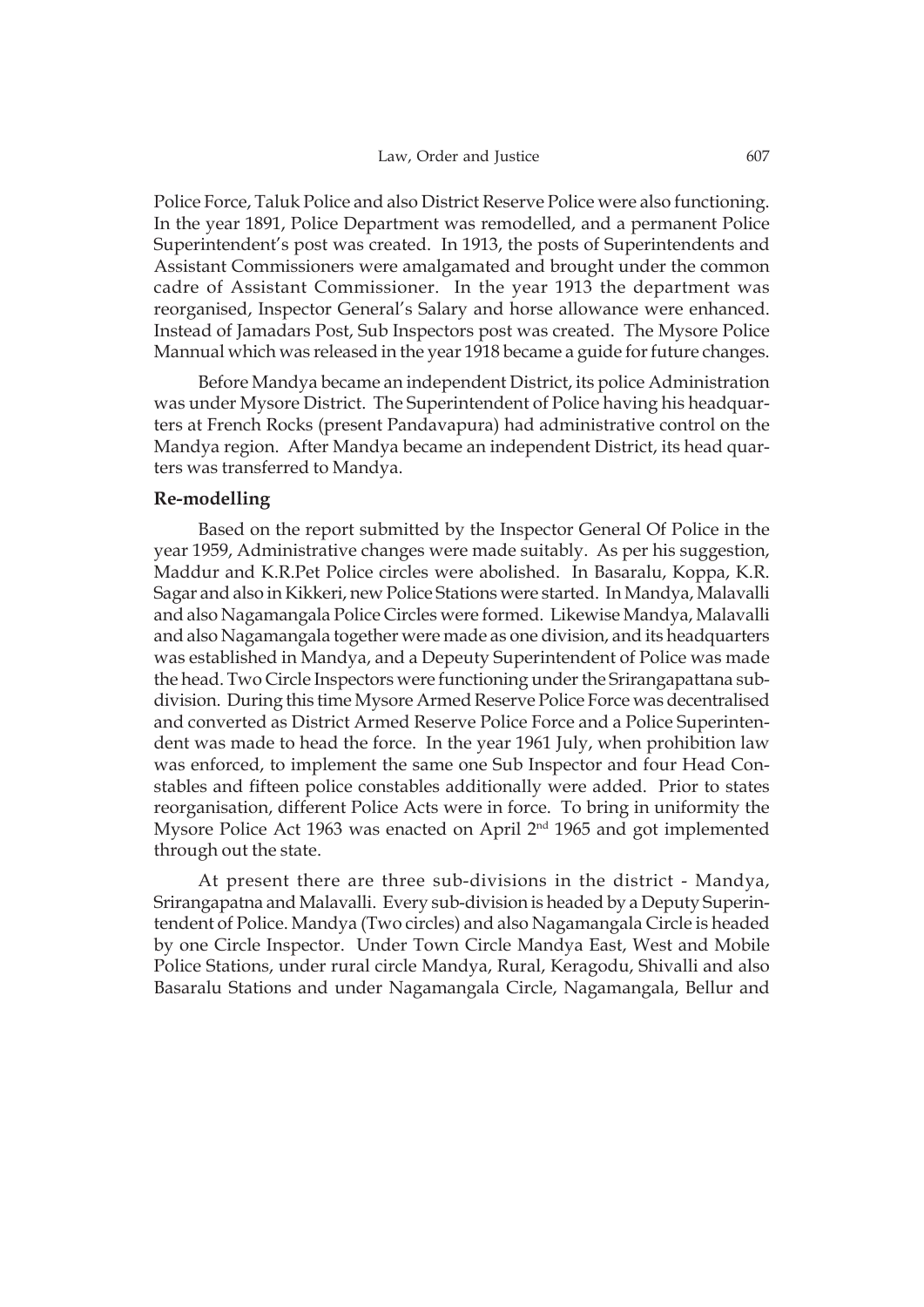Police Force, Taluk Police and also District Reserve Police were also functioning. In the year 1891, Police Department was remodelled, and a permanent Police Superintendent's post was created. In 1913, the posts of Superintendents and Assistant Commissioners were amalgamated and brought under the common cadre of Assistant Commissioner. In the year 1913 the department was reorganised, Inspector General's Salary and horse allowance were enhanced. Instead of Jamadars Post, Sub Inspectors post was created. The Mysore Police Mannual which was released in the year 1918 became a guide for future changes.

Before Mandya became an independent District, its police Administration was under Mysore District. The Superintendent of Police having his headquarters at French Rocks (present Pandavapura) had administrative control on the Mandya region. After Mandya became an independent District, its head quarters was transferred to Mandya.

### Re-modelling

Based on the report submitted by the Inspector General Of Police in the year 1959, Administrative changes were made suitably. As per his suggestion, Maddur and K.R.Pet Police circles were abolished. In Basaralu, Koppa, K.R. Sagar and also in Kikkeri, new Police Stations were started. In Mandya, Malavalli and also Nagamangala Police Circles were formed. Likewise Mandya, Malavalli and also Nagamangala together were made as one division, and its headquarters was established in Mandya, and a Depeuty Superintendent of Police was made the head. Two Circle Inspectors were functioning under the Srirangapattana sub-division. During this time Mysore Armed Reserve Police Force was decentralised and converted as District Armed Reserve Police Force and a Police Superintendent was made to head the force. In the year 1961 July, when prohibition law was enforced, to implement the same one Sub Inspector and four Head Constables and fifteen police constables additionally were added. Prior to states reorganisation, different Police Acts were in force. To bring in uniformity the Mysore Police Act 1963 was enacted on April 2nd 1965 and got implemented through out the state.

At present there are three sub-divisions in the district - Mandya, Srirangapatna and Malavalli. Every sub-division is headed by a Deputy Superintendent of Police. Mandya (Two circles) and also Nagamangala Circle is headed by one Circle Inspector. Under Town Circle Mandya East, West and Mobile Police Stations, under rural circle Mandya, Rural, Keragodu, Shivalli and also Basaralu Stations and under Nagamangala Circle, Nagamangala, Bellur and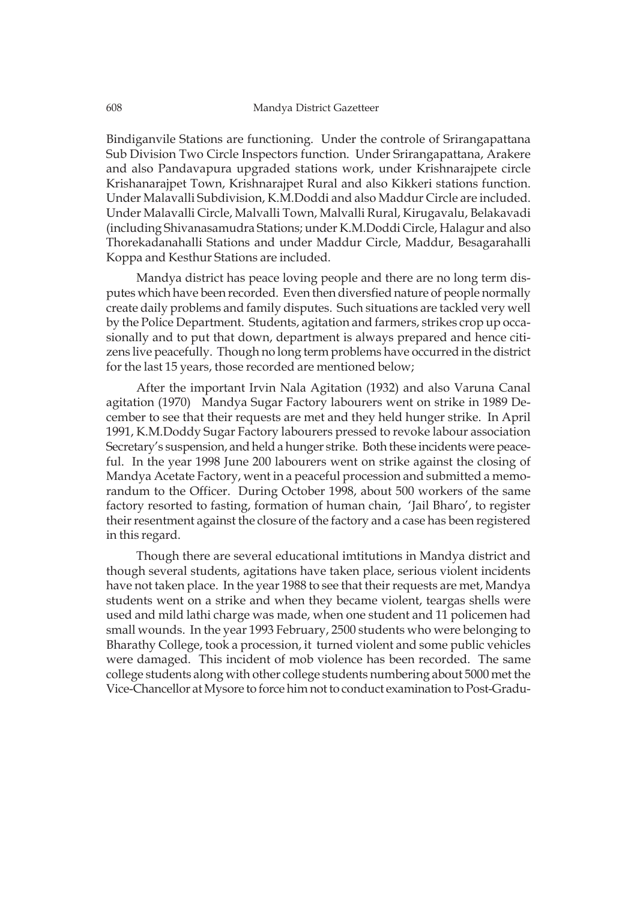Bindiganvile Stations are functioning. Under the controle of Srirangapattana Sub Division Two Circle Inspectors function. Under Srirangapattana, Arakere and also Pandavapura upgraded stations work, under Krishnarajpete circle Krishanarajpet Town, Krishnarajpet Rural and also Kikkeri stations function. Under Malavalli Subdivision, K.M.Doddi and also Maddur Circle are included. Under Malavalli Circle, Malvalli Town, Malvalli Rural, Kirugavalu, Belakavadi (including Shivanasamudra Stations; under K.M.Doddi Circle, Halagur and also Thorekadanahalli Stations and under Maddur Circle, Maddur, Besagarahalli Koppa and Kesthur Stations are included.

Mandya district has peace loving people and there are no long term disputes which have been recorded. Even then diversfied nature of people normally create daily problems and family disputes. Such situations are tackled very well by the Police Department. Students, agitation and farmers, strikes crop up occasionally and to put that down, department is always prepared and hence citizens live peacefully. Though no long term problems have occurred in the district for the last 15 years, those recorded are mentioned below;

After the important Irvin Nala Agitation (1932) and also Varuna Canal agitation (1970) Mandya Sugar Factory labourers went on strike in 1989 December to see that their requests are met and they held hunger strike. In April 1991, K.M.Doddy Sugar Factory labourers pressed to revoke labour association Secretary's suspension, and held a hunger strike. Both these incidents were peaceful. In the year 1998 June 200 labourers went on strike against the closing of Mandya Acetate Factory, went in a peaceful procession and submitted a memorandum to the Officer. During October 1998, about 500 workers of the same factory resorted to fasting, formation of human chain, 'Jail Bharo', to register their resentment against the closure of the factory and a case has been registered in this regard.

Though there are several educational imtitutions in Mandya district and though several students, agitations have taken place, serious violent incidents have not taken place. In the year 1988 to see that their requests are met, Mandya students went on a strike and when they became violent, teargas shells were used and mild lathi charge was made, when one student and 11 policemen had small wounds. In the year 1993 February, 2500 students who were belonging to Bharathy College, took a procession, it turned violent and some public vehicles were damaged. This incident of mob violence has been recorded. The same college students along with other college students numbering about 5000 met the Vice-Chancellor at Mysore to force him not to conduct examination to Post-Gradu-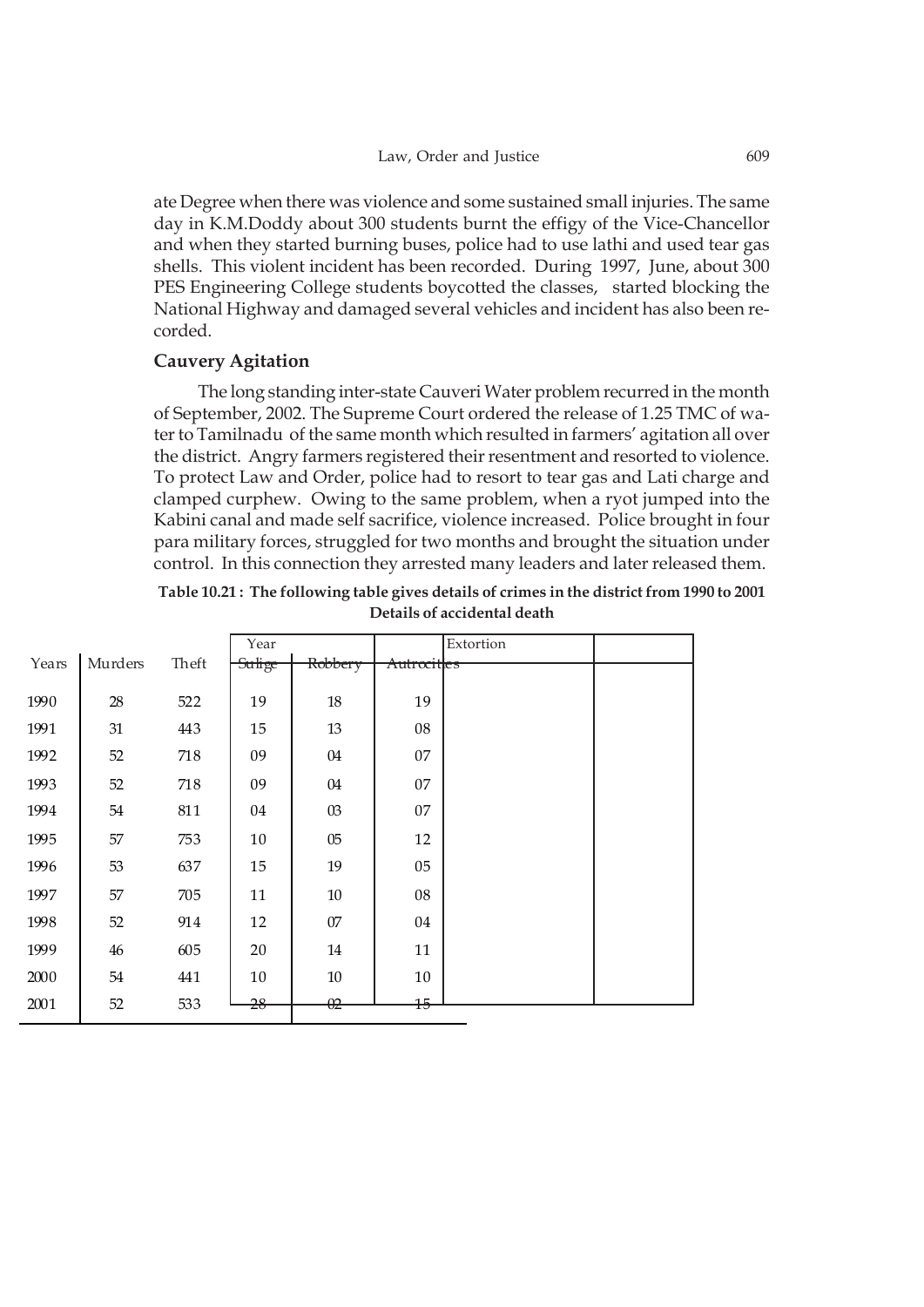ate Degree when there was violence and some sustained small injuries. The same day in K.M.Doddy about 300 students burnt the effigy of the Vice-Chancellor and when they started burning buses, police had to use lathi and used tear gas shells. This violent incident has been recorded. During 1997, June, about 300 PES Engineering College students boycotted the classes, started blocking the National Highway and damaged several vehicles and incident has also been recorded.

### Cauvery Agitation

The long standing inter-state Cauveri Water problem recurred in the month of September, 2002. The Supreme Court ordered the release of 1.25 TMC of water to Tamilnadu of the same month which resulted in farmers' agitation all over the district. Angry farmers registered their resentment and resorted to violence. To protect Law and Order, police had to resort to tear gas and Lati charge and clamped curphew. Owing to the same problem, when a ryot jumped into the Kabini canal and made self sacrifice, violence increased. Police brought in four para military forces, struggled for two months and brought the situation under control. In this connection they arrested many leaders and later released them.

**Table 10.21 : The following table gives details of crimes in the district from 1990 to 2001**
**Details of accidental death**

| Years | Murders | Theft | Year Sulige | Robbery | Autrocities | Extortion | |
|---|---|---|---|---|---|---|---|
| 1990 | 28 | 522 | 19 | 18 | 19 | | |
| 1991 | 31 | 443 | 15 | 13 | 08 | | |
| 1992 | 52 | 718 | 09 | 04 | 07 | | |
| 1993 | 52 | 718 | 09 | 04 | 07 | | |
| 1994 | 54 | 811 | 04 | 03 | 07 | | |
| 1995 | 57 | 753 | 10 | 05 | 12 | | |
| 1996 | 53 | 637 | 15 | 19 | 05 | | |
| 1997 | 57 | 705 | 11 | 10 | 08 | | |
| 1998 | 52 | 914 | 12 | 07 | 04 | | |
| 1999 | 46 | 605 | 20 | 14 | 11 | | |
| 2000 | 54 | 441 | 10 | 10 | 10 | | |
| 2001 | 52 | 533 | 28 | 02 | 15 | | |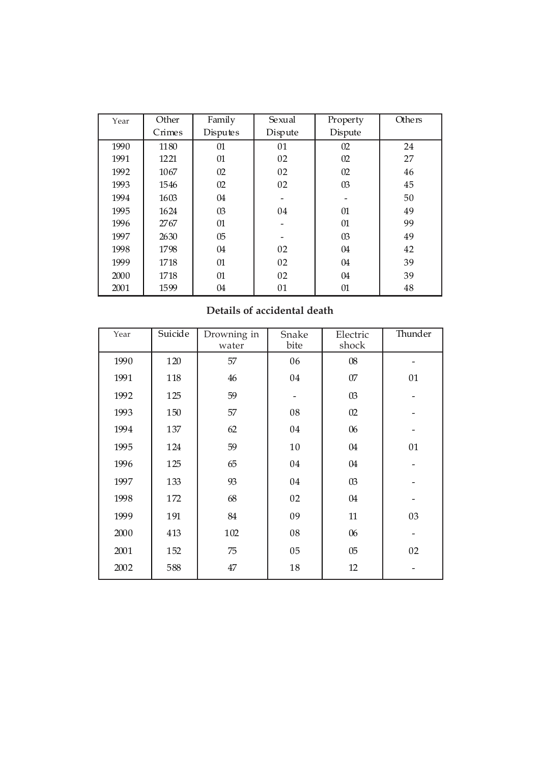| Year | Other Crimes | Family Disputes | Sexual Dispute | Property Dispute | Others |
|---|---|---|---|---|---|
| 1990 | 1180 | 01 | 01 | 02 | 24 |
| 1991 | 1221 | 01 | 02 | 02 | 27 |
| 1992 | 1067 | 02 | 02 | 02 | 46 |
| 1993 | 1546 | 02 | 02 | 03 | 45 |
| 1994 | 1603 | 04 | - | - | 50 |
| 1995 | 1624 | 03 | 04 | 01 | 49 |
| 1996 | 2767 | 01 | - | 01 | 99 |
| 1997 | 2630 | 05 | - | 03 | 49 |
| 1998 | 1798 | 04 | 02 | 04 | 42 |
| 1999 | 1718 | 01 | 02 | 04 | 39 |
| 2000 | 1718 | 01 | 02 | 04 | 39 |
| 2001 | 1599 | 04 | 01 | 01 | 48 |

**Details of accidental death**

| Year | Suicide | Drowning in water | Snake bite | Electric shock | Thunder |
|---|---|---|---|---|---|
| 1990 | 120 | 57 | 06 | 08 | - |
| 1991 | 118 | 46 | 04 | 07 | 01 |
| 1992 | 125 | 59 | - | 03 | - |
| 1993 | 150 | 57 | 08 | 02 | - |
| 1994 | 137 | 62 | 04 | 06 | - |
| 1995 | 124 | 59 | 10 | 04 | 01 |
| 1996 | 125 | 65 | 04 | 04 | - |
| 1997 | 133 | 93 | 04 | 03 | - |
| 1998 | 172 | 68 | 02 | 04 | - |
| 1999 | 191 | 84 | 09 | 11 | 03 |
| 2000 | 413 | 102 | 08 | 06 | - |
| 2001 | 152 | 75 | 05 | 05 | 02 |
| 2002 | 588 | 47 | 18 | 12 | - |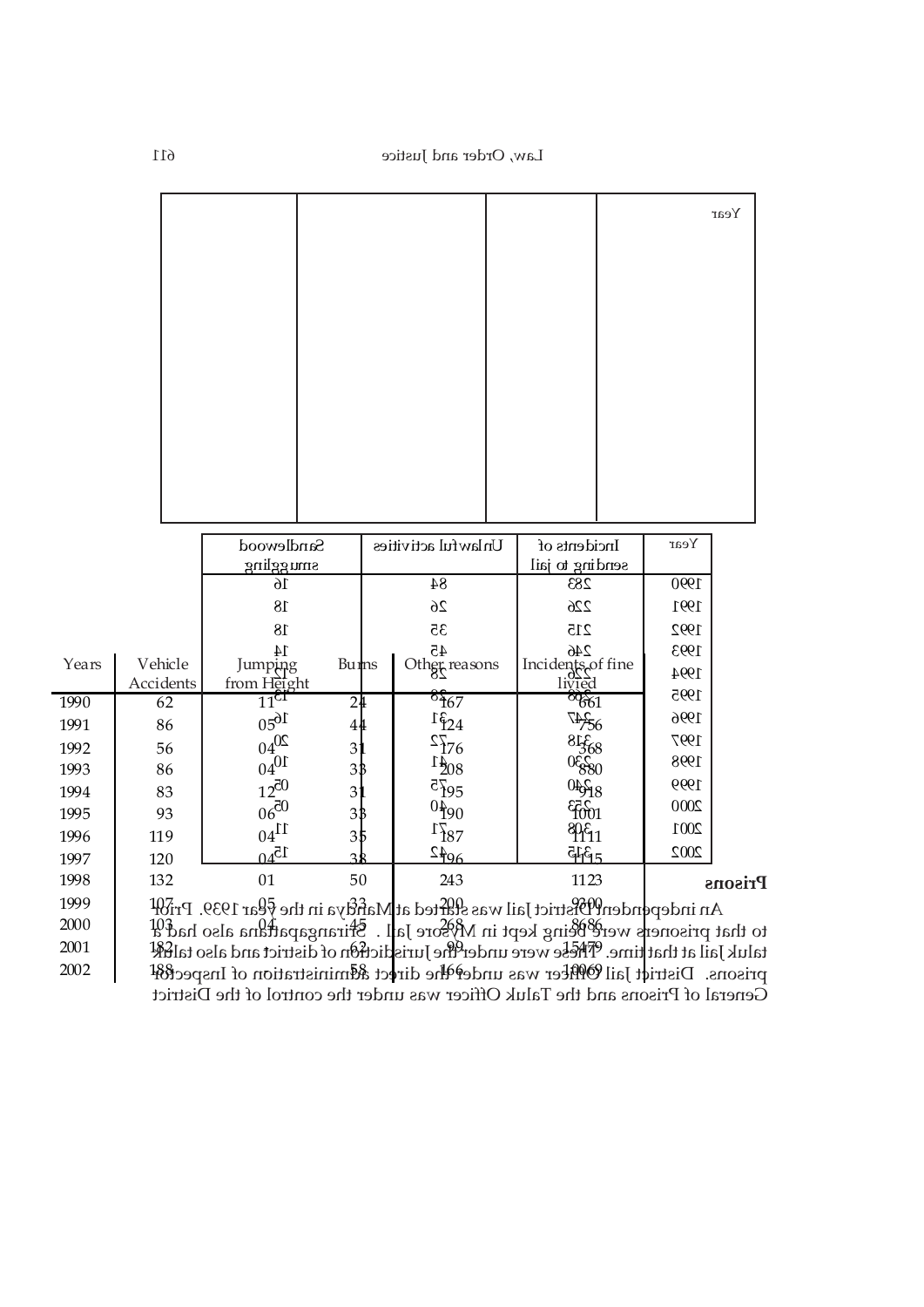| Years | Vehicle Accidents | Jumping from Height | Burns | Other reasons | Incidents of fine livied |
|---|---|---|---|---|---|
| 1990 | 62 | 11 | 24 | 167 | 661 |
| 1991 | 86 | 05 | 44 | 124 | 756 |
| 1992 | 56 | 04 | 31 | 176 | 368 |
| 1993 | 86 | 04 | 33 | 208 | 880 |
| 1994 | 83 | 12 | 31 | 195 | 918 |
| 1995 | 93 | 06 | 33 | 190 | 1001 |
| 1996 | 119 | 04 | 35 | 187 | 1111 |
| 1997 | 120 | 04 | 38 | 196 | 1115 |
| 1998 | 132 | 01 | 50 | 243 | 1123 |
| 1999 | 107 | 05 | 33 | 200 | 9300 |
| 2000 | 103 | 04 | 45 | 268 | 8686 |
| 2001 | 182 | | 63 | 99 | 15479 |
| 2002 | 188 | | 58 | 166 | 10069 |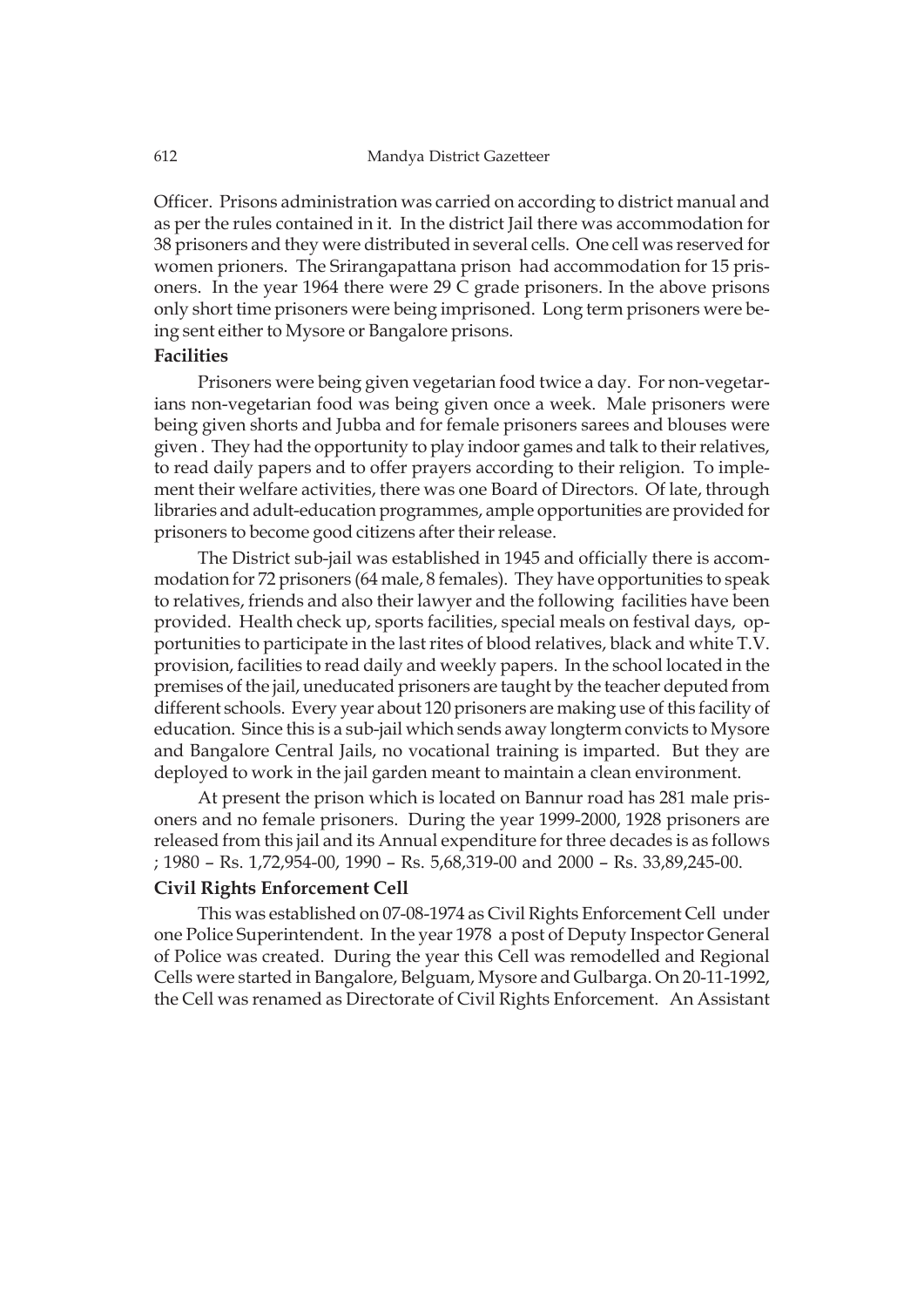Officer. Prisons administration was carried on according to district manual and as per the rules contained in it. In the district Jail there was accommodation for 38 prisoners and they were distributed in several cells. One cell was reserved for women prioners. The Srirangapattana prison had accommodation for 15 prisoners. In the year 1964 there were 29 C grade prisoners. In the above prisons only short time prisoners were being imprisoned. Long term prisoners were being sent either to Mysore or Bangalore prisons.

**Facilities**

Prisoners were being given vegetarian food twice a day. For non-vegetarians non-vegetarian food was being given once a week. Male prisoners were being given shorts and Jubba and for female prisoners sarees and blouses were given . They had the opportunity to play indoor games and talk to their relatives, to read daily papers and to offer prayers according to their religion. To implement their welfare activities, there was one Board of Directors. Of late, through libraries and adult-education programmes, ample opportunities are provided for prisoners to become good citizens after their release.

The District sub-jail was established in 1945 and officially there is accommodation for 72 prisoners (64 male, 8 females). They have opportunities to speak to relatives, friends and also their lawyer and the following facilities have been provided. Health check up, sports facilities, special meals on festival days, opportunities to participate in the last rites of blood relatives, black and white T.V. provision, facilities to read daily and weekly papers. In the school located in the premises of the jail, uneducated prisoners are taught by the teacher deputed from different schools. Every year about 120 prisoners are making use of this facility of education. Since this is a sub-jail which sends away longterm convicts to Mysore and Bangalore Central Jails, no vocational training is imparted. But they are deployed to work in the jail garden meant to maintain a clean environment.

At present the prison which is located on Bannur road has 281 male prisoners and no female prisoners. During the year 1999-2000, 1928 prisoners are released from this jail and its Annual expenditure for three decades is as follows ; 1980 – Rs. 1,72,954-00, 1990 – Rs. 5,68,319-00 and 2000 – Rs. 33,89,245-00.

**Civil Rights Enforcement Cell**

This was established on 07-08-1974 as Civil Rights Enforcement Cell under one Police Superintendent. In the year 1978 a post of Deputy Inspector General of Police was created. During the year this Cell was remodelled and Regional Cells were started in Bangalore, Belguam, Mysore and Gulbarga. On 20-11-1992, the Cell was renamed as Directorate of Civil Rights Enforcement. An Assistant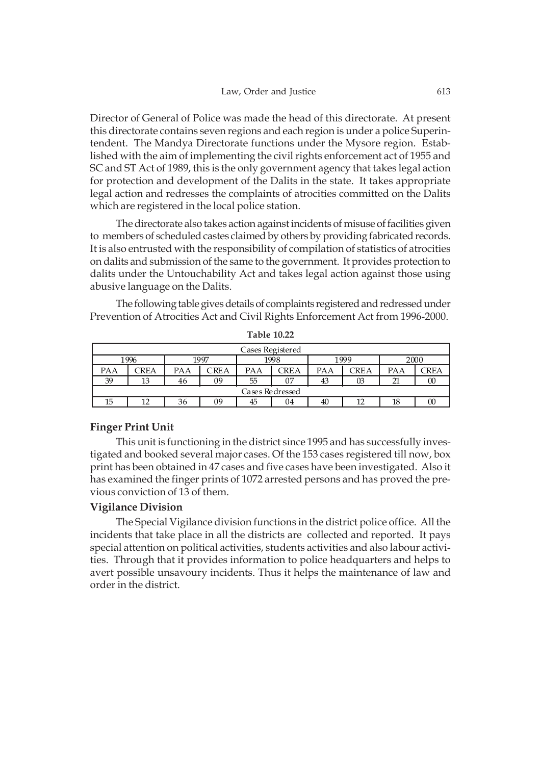Director of General of Police was made the head of this directorate. At present this directorate contains seven regions and each region is under a police Superintendent. The Mandya Directorate functions under the Mysore region. Established with the aim of implementing the civil rights enforcement act of 1955 and SC and ST Act of 1989, this is the only government agency that takes legal action for protection and development of the Dalits in the state. It takes appropriate legal action and redresses the complaints of atrocities committed on the Dalits which are registered in the local police station.

The directorate also takes action against incidents of misuse of facilities given to members of scheduled castes claimed by others by providing fabricated records. It is also entrusted with the responsibility of compilation of statistics of atrocities on dalits and submission of the same to the government. It provides protection to dalits under the Untouchability Act and takes legal action against those using abusive language on the Dalits.

The following table gives details of complaints registered and redressed under Prevention of Atrocities Act and Civil Rights Enforcement Act from 1996-2000.

**Table 10.22**

| Cases Registered | | | | | | | | | |
|---|---|---|---|---|---|---|---|---|---|
| 1996 | | 1997 | | 1998 | | 1999 | | 2000 | |
| PAA | CREA | PAA | CREA | PAA | CREA | PAA | CREA | PAA | CREA |
| 39 | 13 | 46 | 09 | 55 | 07 | 43 | 03 | 21 | 00 |
| Cases Redressed | | | | | | | | | |
| 15 | 12 | 36 | 09 | 45 | 04 | 40 | 12 | 18 | 00 |

### Finger Print Unit

This unit is functioning in the district since 1995 and has successfully investigated and booked several major cases. Of the 153 cases registered till now, box print has been obtained in 47 cases and five cases have been investigated. Also it has examined the finger prints of 1072 arrested persons and has proved the previous conviction of 13 of them.

### Vigilance Division

The Special Vigilance division functions in the district police office. All the incidents that take place in all the districts are collected and reported. It pays special attention on political activities, students activities and also labour activities. Through that it provides information to police headquarters and helps to avert possible unsavoury incidents. Thus it helps the maintenance of law and order in the district.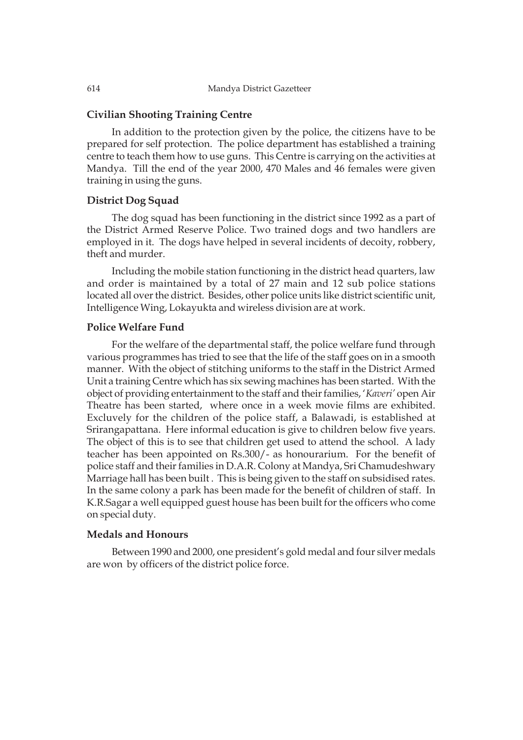### Civilian Shooting Training Centre

In addition to the protection given by the police, the citizens have to be prepared for self protection. The police department has established a training centre to teach them how to use guns. This Centre is carrying on the activities at Mandya. Till the end of the year 2000, 470 Males and 46 females were given training in using the guns.

### District Dog Squad

The dog squad has been functioning in the district since 1992 as a part of the District Armed Reserve Police. Two trained dogs and two handlers are employed in it. The dogs have helped in several incidents of decoity, robbery, theft and murder.

Including the mobile station functioning in the district head quarters, law and order is maintained by a total of 27 main and 12 sub police stations located all over the district. Besides, other police units like district scientific unit, Intelligence Wing, Lokayukta and wireless division are at work.

### Police Welfare Fund

For the welfare of the departmental staff, the police welfare fund through various programmes has tried to see that the life of the staff goes on in a smooth manner. With the object of stitching uniforms to the staff in the District Armed Unit a training Centre which has six sewing machines has been started. With the object of providing entertainment to the staff and their families, '*Kaveri'* open Air Theatre has been started, where once in a week movie films are exhibited. Excluvely for the children of the police staff, a Balawadi, is established at Srirangapattana. Here informal education is give to children below five years. The object of this is to see that children get used to attend the school. A lady teacher has been appointed on Rs.300/- as honourarium. For the benefit of police staff and their families in D.A.R. Colony at Mandya, Sri Chamudeshwary Marriage hall has been built . This is being given to the staff on subsidised rates. In the same colony a park has been made for the benefit of children of staff. In K.R.Sagar a well equipped guest house has been built for the officers who come on special duty.

### Medals and Honours

Between 1990 and 2000, one president's gold medal and four silver medals are won by officers of the district police force.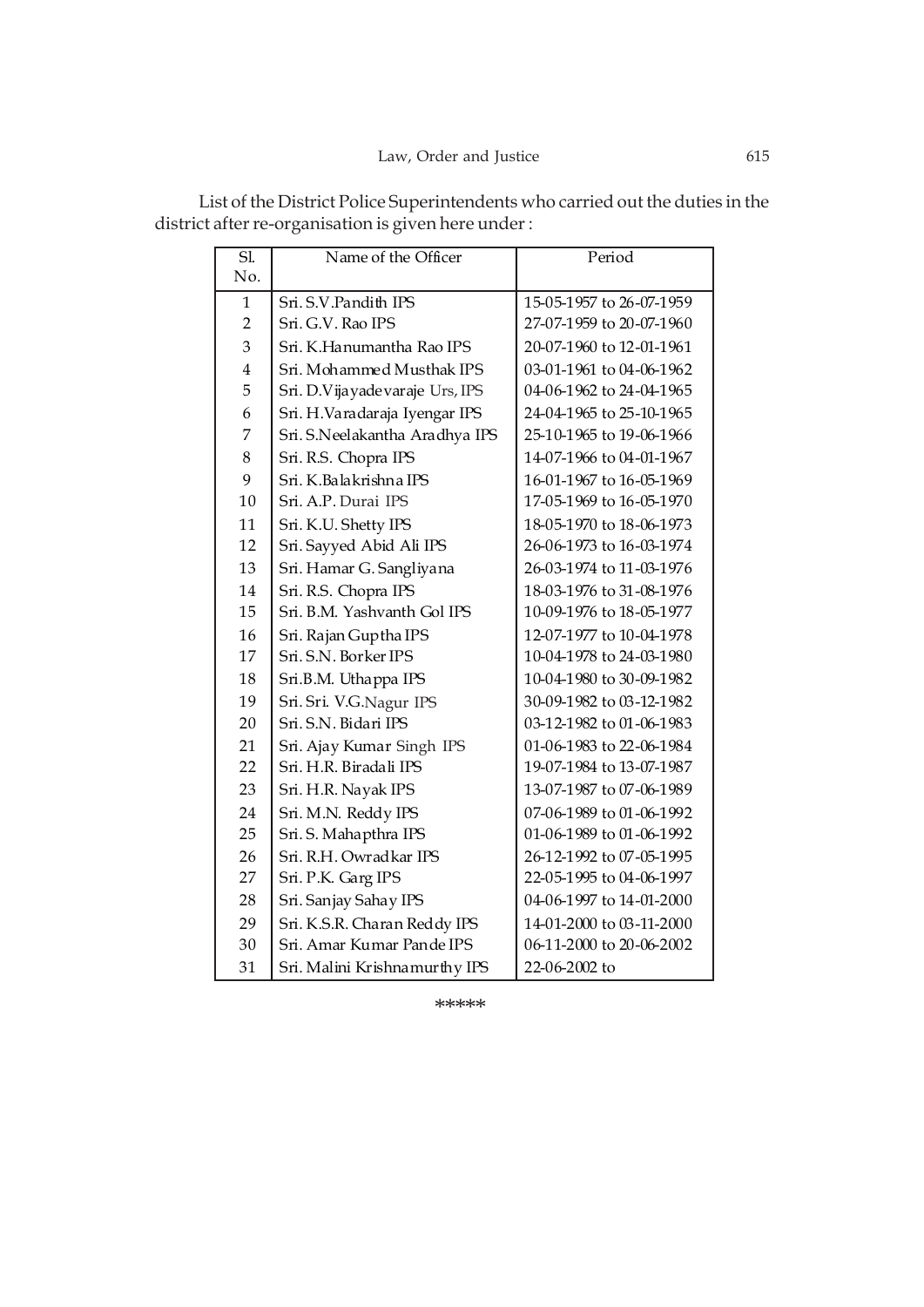List of the District Police Superintendents who carried out the duties in the district after re-organisation is given here under :

| Sl. No. | Name of the Officer | Period |
|---|---|---|
| 1 | Sri. S.V.Pandith IPS | 15-05-1957 to 26-07-1959 |
| 2 | Sri. G.V. Rao IPS | 27-07-1959 to 20-07-1960 |
| 3 | Sri. K.Hanumantha Rao IPS | 20-07-1960 to 12-01-1961 |
| 4 | Sri. Mohammed Musthak IPS | 03-01-1961 to 04-06-1962 |
| 5 | Sri. D.Vijayadevaraje Urs, IPS | 04-06-1962 to 24-04-1965 |
| 6 | Sri. H.Varadaraja Iyengar IPS | 24-04-1965 to 25-10-1965 |
| 7 | Sri. S.Neelakantha Aradhya IPS | 25-10-1965 to 19-06-1966 |
| 8 | Sri. R.S. Chopra IPS | 14-07-1966 to 04-01-1967 |
| 9 | Sri. K.Balakrishna IPS | 16-01-1967 to 16-05-1969 |
| 10 | Sri. A.P. Durai IPS | 17-05-1969 to 16-05-1970 |
| 11 | Sri. K.U. Shetty IPS | 18-05-1970 to 18-06-1973 |
| 12 | Sri. Sayyed Abid Ali IPS | 26-06-1973 to 16-03-1974 |
| 13 | Sri. Hamar G. Sangliyana | 26-03-1974 to 11-03-1976 |
| 14 | Sri. R.S. Chopra IPS | 18-03-1976 to 31-08-1976 |
| 15 | Sri. B.M. Yashvanth Gol IPS | 10-09-1976 to 18-05-1977 |
| 16 | Sri. Rajan Guptha IPS | 12-07-1977 to 10-04-1978 |
| 17 | Sri. S.N. Borker IPS | 10-04-1978 to 24-03-1980 |
| 18 | Sri.B.M. Uthappa IPS | 10-04-1980 to 30-09-1982 |
| 19 | Sri. Sri. V.G.Nagur IPS | 30-09-1982 to 03-12-1982 |
| 20 | Sri. S.N. Bidari IPS | 03-12-1982 to 01-06-1983 |
| 21 | Sri. Ajay Kumar Singh IPS | 01-06-1983 to 22-06-1984 |
| 22 | Sri. H.R. Biradali IPS | 19-07-1984 to 13-07-1987 |
| 23 | Sri. H.R. Nayak IPS | 13-07-1987 to 07-06-1989 |
| 24 | Sri. M.N. Reddy IPS | 07-06-1989 to 01-06-1992 |
| 25 | Sri. S. Mahapthra IPS | 01-06-1989 to 01-06-1992 |
| 26 | Sri. R.H. Owradkar IPS | 26-12-1992 to 07-05-1995 |
| 27 | Sri. P.K. Garg IPS | 22-05-1995 to 04-06-1997 |
| 28 | Sri. Sanjay Sahay IPS | 04-06-1997 to 14-01-2000 |
| 29 | Sri. K.S.R. Charan Reddy IPS | 14-01-2000 to 03-11-2000 |
| 30 | Sri. Amar Kumar Pande IPS | 06-11-2000 to 20-06-2002 |
| 31 | Sri. Malini Krishnamurthy IPS | 22-06-2002 to |

*****